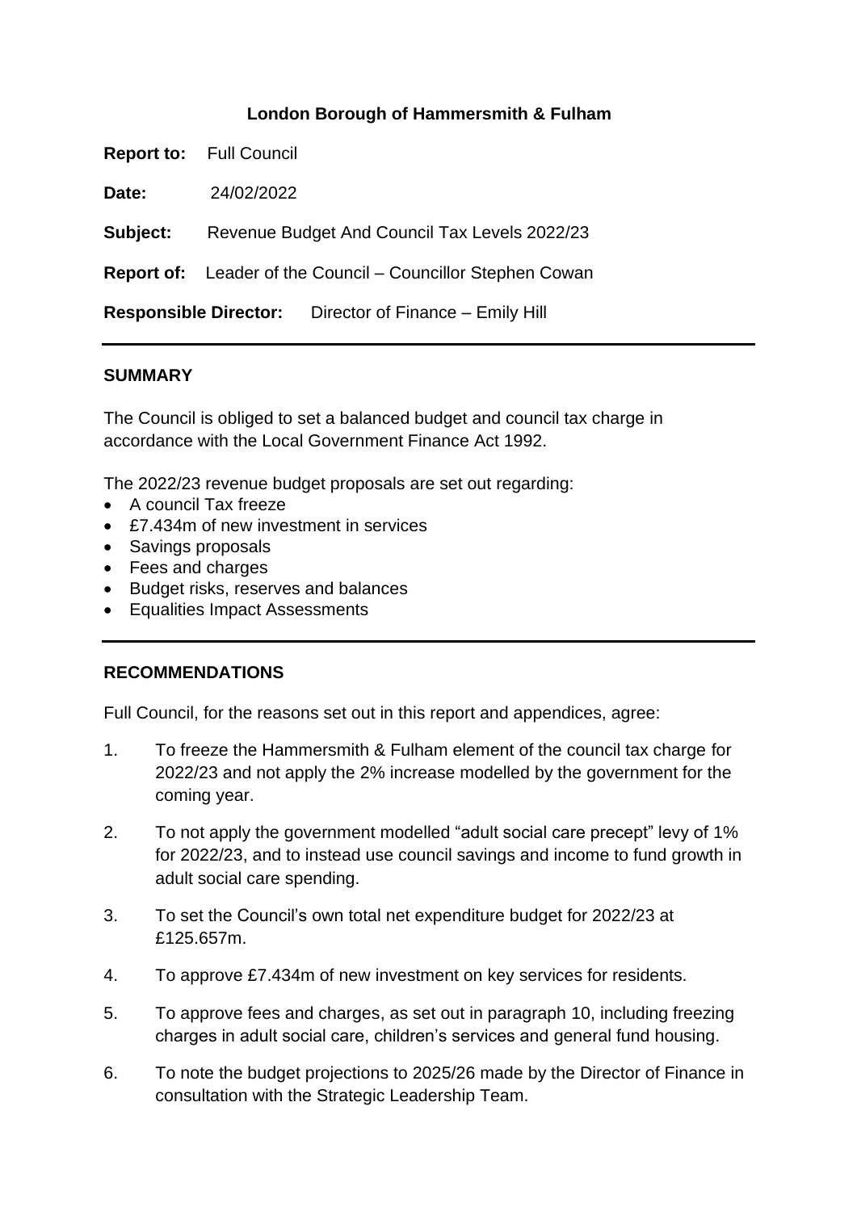**London Borough of Hammersmith & Fulham**

**Report to:** Full Council

**Date:** 24/02/2022

**Subject:** Revenue Budget And Council Tax Levels 2022/23

**Report of:** Leader of the Council – Councillor Stephen Cowan

**Responsible Director:** Director of Finance – Emily Hill

---

## SUMMARY

The Council is obliged to set a balanced budget and council tax charge in accordance with the Local Government Finance Act 1992.

The 2022/23 revenue budget proposals are set out regarding:

- A council Tax freeze
- £7.434m of new investment in services
- Savings proposals
- Fees and charges
- Budget risks, reserves and balances
- Equalities Impact Assessments

---

## RECOMMENDATIONS

Full Council, for the reasons set out in this report and appendices, agree:

1. To freeze the Hammersmith & Fulham element of the council tax charge for 2022/23 and not apply the 2% increase modelled by the government for the coming year.
2. To not apply the government modelled "adult social care precept" levy of 1% for 2022/23, and to instead use council savings and income to fund growth in adult social care spending.
3. To set the Council's own total net expenditure budget for 2022/23 at £125.657m.
4. To approve £7.434m of new investment on key services for residents.
5. To approve fees and charges, as set out in paragraph 10, including freezing charges in adult social care, children's services and general fund housing.
6. To note the budget projections to 2025/26 made by the Director of Finance in consultation with the Strategic Leadership Team.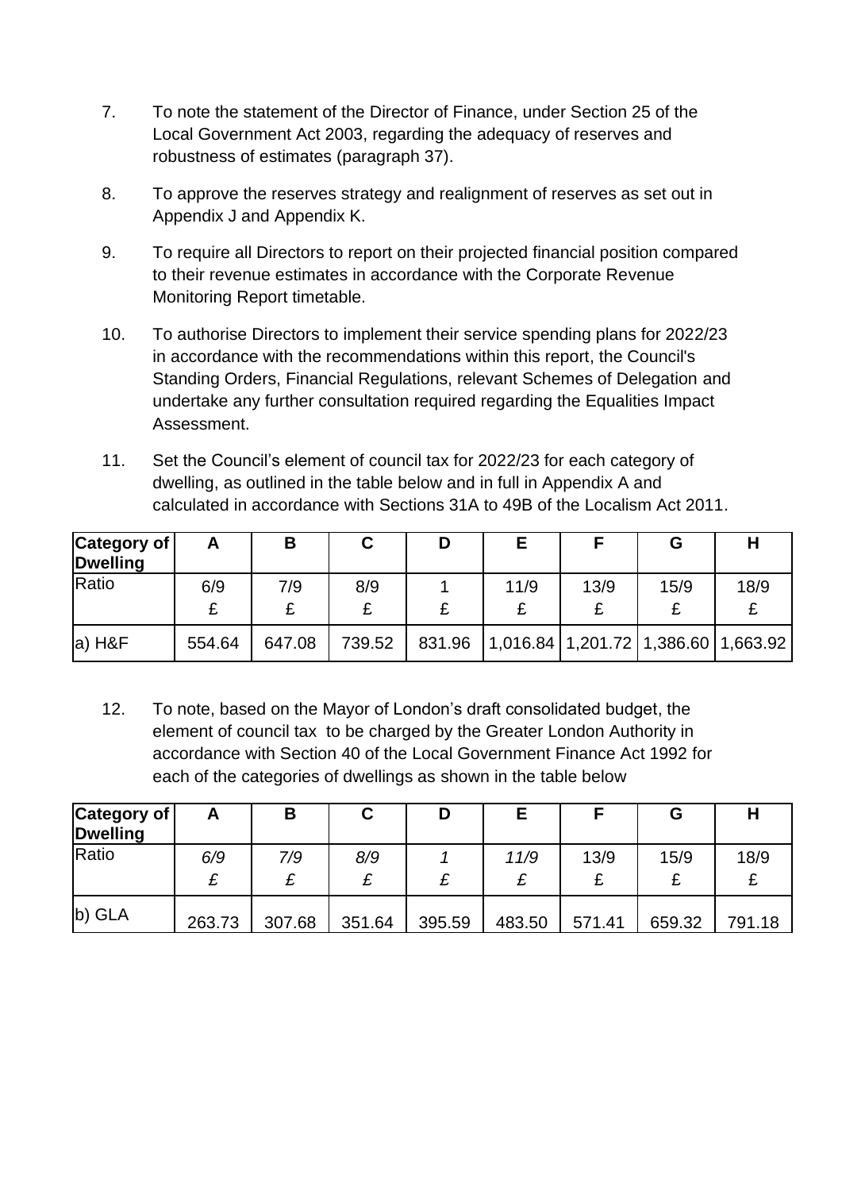7. To note the statement of the Director of Finance, under Section 25 of the Local Government Act 2003, regarding the adequacy of reserves and robustness of estimates (paragraph 37).

8. To approve the reserves strategy and realignment of reserves as set out in Appendix J and Appendix K.

9. To require all Directors to report on their projected financial position compared to their revenue estimates in accordance with the Corporate Revenue Monitoring Report timetable.

10. To authorise Directors to implement their service spending plans for 2022/23 in accordance with the recommendations within this report, the Council's Standing Orders, Financial Regulations, relevant Schemes of Delegation and undertake any further consultation required regarding the Equalities Impact Assessment.

11. Set the Council's element of council tax for 2022/23 for each category of dwelling, as outlined in the table below and in full in Appendix A and calculated in accordance with Sections 31A to 49B of the Localism Act 2011.

| **Category of Dwelling** | **A** | **B** | **C** | **D** | **E** | **F** | **G** | **H** |
|---|---|---|---|---|---|---|---|---|
| Ratio | 6/9 £ | 7/9 £ | 8/9 £ | 1 £ | 11/9 £ | 13/9 £ | 15/9 £ | 18/9 £ |
| a) H&F | 554.64 | 647.08 | 739.52 | 831.96 | 1,016.84 | 1,201.72 | 1,386.60 | 1,663.92 |

12. To note, based on the Mayor of London's draft consolidated budget, the element of council tax to be charged by the Greater London Authority in accordance with Section 40 of the Local Government Finance Act 1992 for each of the categories of dwellings as shown in the table below

| **Category of Dwelling** | **A** | **B** | **C** | **D** | **E** | **F** | **G** | **H** |
|---|---|---|---|---|---|---|---|---|
| Ratio | *6/9 £* | *7/9 £* | *8/9 £* | *1 £* | *11/9 £* | 13/9 £ | 15/9 £ | 18/9 £ |
| b) GLA | 263.73 | 307.68 | 351.64 | 395.59 | 483.50 | 571.41 | 659.32 | 791.18 |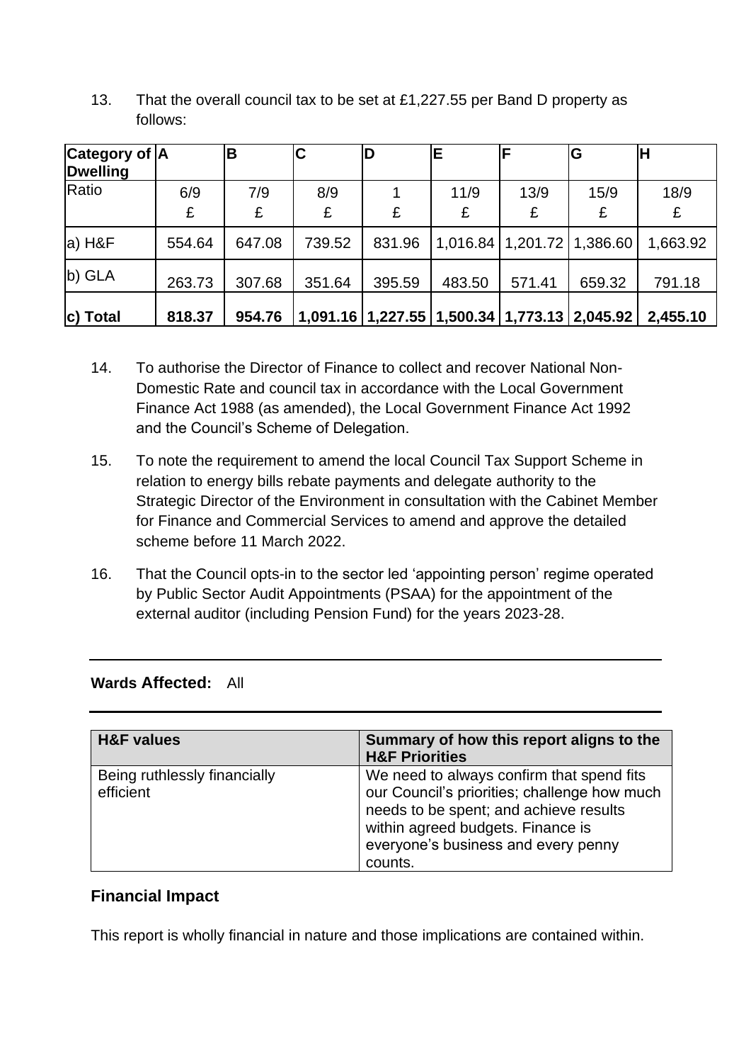13. That the overall council tax to be set at £1,227.55 per Band D property as follows:

| Category of Dwelling | A | B | C | D | E | F | G | H |
|---|---|---|---|---|---|---|---|---|
| Ratio | 6/9<br>£ | 7/9<br>£ | 8/9<br>£ | 1<br>£ | 11/9<br>£ | 13/9<br>£ | 15/9<br>£ | 18/9<br>£ |
| a) H&F | 554.64 | 647.08 | 739.52 | 831.96 | 1,016.84 | 1,201.72 | 1,386.60 | 1,663.92 |
| b) GLA | 263.73 | 307.68 | 351.64 | 395.59 | 483.50 | 571.41 | 659.32 | 791.18 |
| **c) Total** | **818.37** | **954.76** | **1,091.16** | **1,227.55** | **1,500.34** | **1,773.13** | **2,045.92** | **2,455.10** |

14. To authorise the Director of Finance to collect and recover National Non-Domestic Rate and council tax in accordance with the Local Government Finance Act 1988 (as amended), the Local Government Finance Act 1992 and the Council's Scheme of Delegation.

15. To note the requirement to amend the local Council Tax Support Scheme in relation to energy bills rebate payments and delegate authority to the Strategic Director of the Environment in consultation with the Cabinet Member for Finance and Commercial Services to amend and approve the detailed scheme before 11 March 2022.

16. That the Council opts-in to the sector led 'appointing person' regime operated by Public Sector Audit Appointments (PSAA) for the appointment of the external auditor (including Pension Fund) for the years 2023-28.

**Wards Affected:** All

| H&F values | Summary of how this report aligns to the H&F Priorities |
|---|---|
| Being ruthlessly financially efficient | We need to always confirm that spend fits our Council's priorities; challenge how much needs to be spent; and achieve results within agreed budgets. Finance is everyone's business and every penny counts. |

## Financial Impact

This report is wholly financial in nature and those implications are contained within.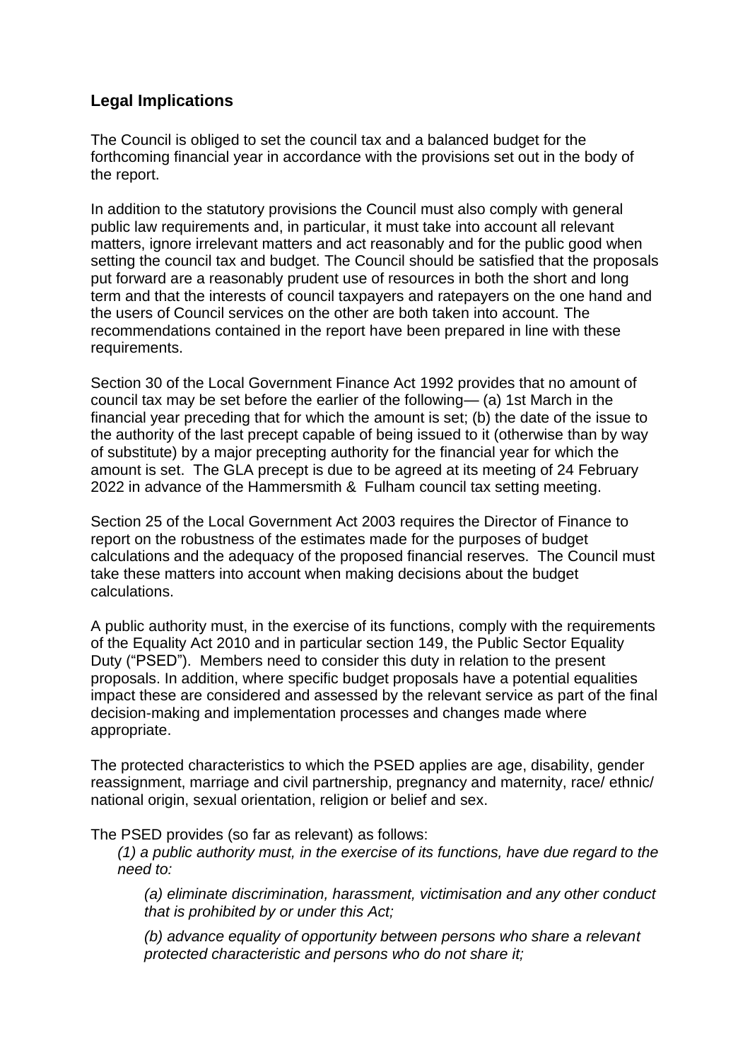## Legal Implications

The Council is obliged to set the council tax and a balanced budget for the forthcoming financial year in accordance with the provisions set out in the body of the report.

In addition to the statutory provisions the Council must also comply with general public law requirements and, in particular, it must take into account all relevant matters, ignore irrelevant matters and act reasonably and for the public good when setting the council tax and budget. The Council should be satisfied that the proposals put forward are a reasonably prudent use of resources in both the short and long term and that the interests of council taxpayers and ratepayers on the one hand and the users of Council services on the other are both taken into account. The recommendations contained in the report have been prepared in line with these requirements.

Section 30 of the Local Government Finance Act 1992 provides that no amount of council tax may be set before the earlier of the following— (a) 1st March in the financial year preceding that for which the amount is set; (b) the date of the issue to the authority of the last precept capable of being issued to it (otherwise than by way of substitute) by a major precepting authority for the financial year for which the amount is set. The GLA precept is due to be agreed at its meeting of 24 February 2022 in advance of the Hammersmith & Fulham council tax setting meeting.

Section 25 of the Local Government Act 2003 requires the Director of Finance to report on the robustness of the estimates made for the purposes of budget calculations and the adequacy of the proposed financial reserves. The Council must take these matters into account when making decisions about the budget calculations.

A public authority must, in the exercise of its functions, comply with the requirements of the Equality Act 2010 and in particular section 149, the Public Sector Equality Duty ("PSED"). Members need to consider this duty in relation to the present proposals. In addition, where specific budget proposals have a potential equalities impact these are considered and assessed by the relevant service as part of the final decision-making and implementation processes and changes made where appropriate.

The protected characteristics to which the PSED applies are age, disability, gender reassignment, marriage and civil partnership, pregnancy and maternity, race/ ethnic/ national origin, sexual orientation, religion or belief and sex.

The PSED provides (so far as relevant) as follows:

> *(1) a public authority must, in the exercise of its functions, have due regard to the need to:*
>
> > *(a) eliminate discrimination, harassment, victimisation and any other conduct that is prohibited by or under this Act;*
> >
> > *(b) advance equality of opportunity between persons who share a relevant protected characteristic and persons who do not share it;*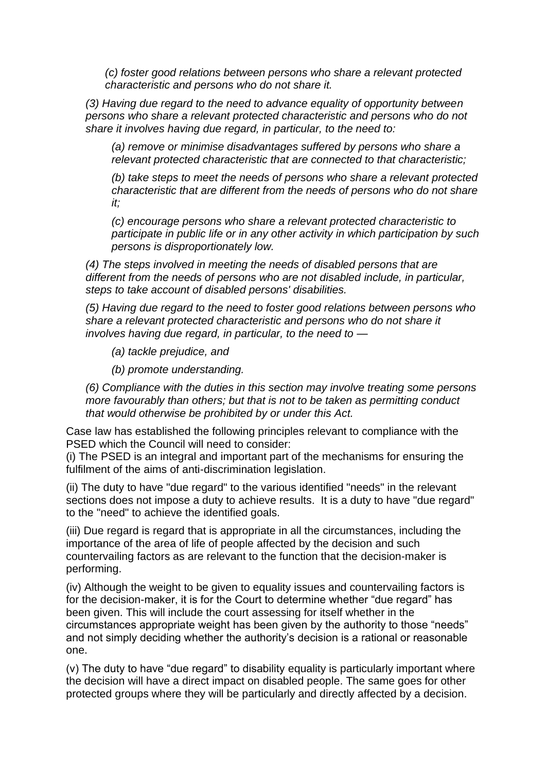*(c) foster good relations between persons who share a relevant protected characteristic and persons who do not share it.*

*(3) Having due regard to the need to advance equality of opportunity between persons who share a relevant protected characteristic and persons who do not share it involves having due regard, in particular, to the need to:*

*(a) remove or minimise disadvantages suffered by persons who share a relevant protected characteristic that are connected to that characteristic;*

*(b) take steps to meet the needs of persons who share a relevant protected characteristic that are different from the needs of persons who do not share it;*

*(c) encourage persons who share a relevant protected characteristic to participate in public life or in any other activity in which participation by such persons is disproportionately low.*

*(4) The steps involved in meeting the needs of disabled persons that are different from the needs of persons who are not disabled include, in particular, steps to take account of disabled persons' disabilities.*

*(5) Having due regard to the need to foster good relations between persons who share a relevant protected characteristic and persons who do not share it involves having due regard, in particular, to the need to —*

*(a) tackle prejudice, and*

*(b) promote understanding.*

*(6) Compliance with the duties in this section may involve treating some persons more favourably than others; but that is not to be taken as permitting conduct that would otherwise be prohibited by or under this Act.*

Case law has established the following principles relevant to compliance with the PSED which the Council will need to consider:

(i) The PSED is an integral and important part of the mechanisms for ensuring the fulfilment of the aims of anti-discrimination legislation.

(ii) The duty to have "due regard" to the various identified "needs" in the relevant sections does not impose a duty to achieve results. It is a duty to have "due regard" to the "need" to achieve the identified goals.

(iii) Due regard is regard that is appropriate in all the circumstances, including the importance of the area of life of people affected by the decision and such countervailing factors as are relevant to the function that the decision-maker is performing.

(iv) Although the weight to be given to equality issues and countervailing factors is for the decision-maker, it is for the Court to determine whether "due regard" has been given. This will include the court assessing for itself whether in the circumstances appropriate weight has been given by the authority to those "needs" and not simply deciding whether the authority's decision is a rational or reasonable one.

(v) The duty to have "due regard" to disability equality is particularly important where the decision will have a direct impact on disabled people. The same goes for other protected groups where they will be particularly and directly affected by a decision.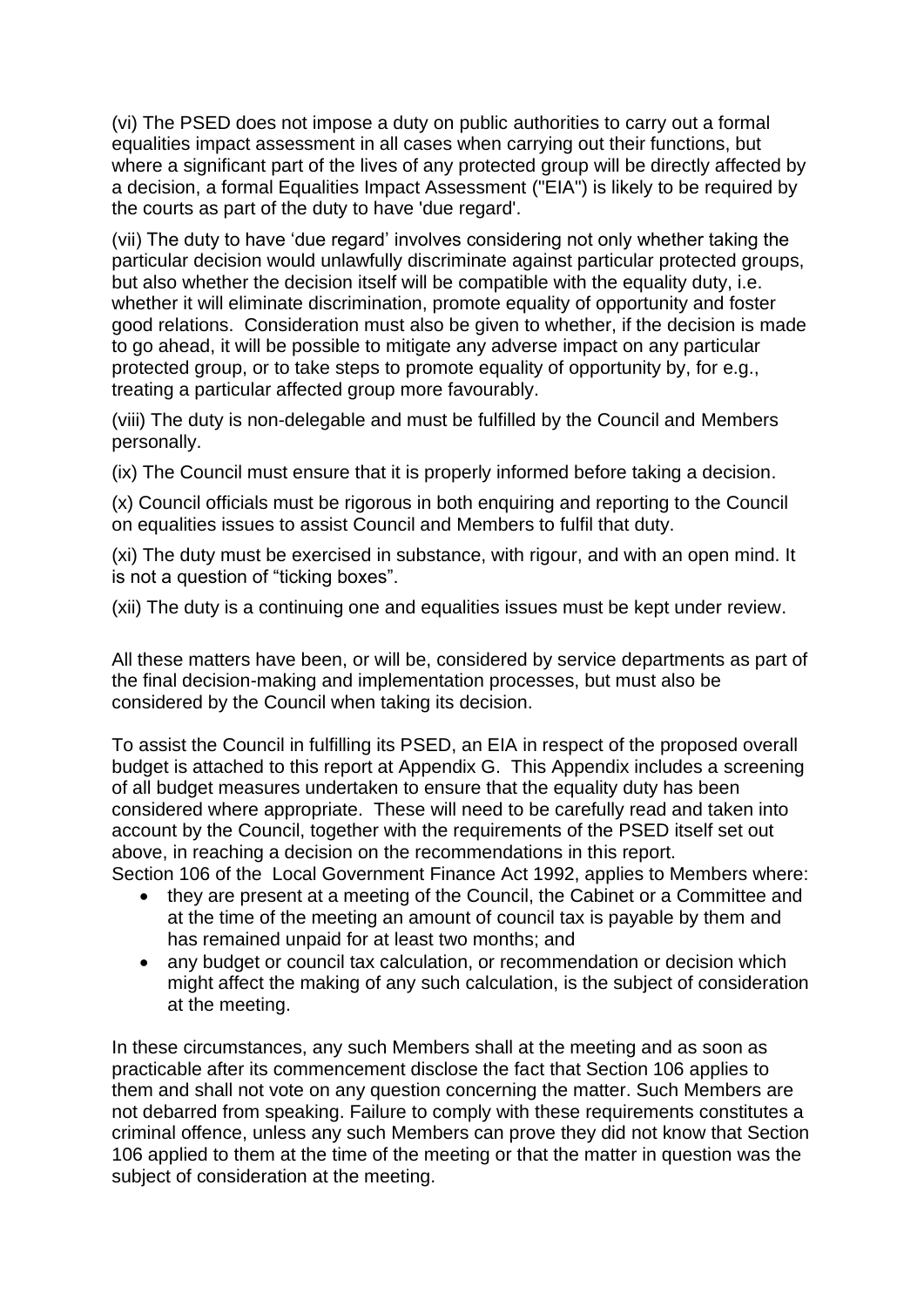(vi) The PSED does not impose a duty on public authorities to carry out a formal equalities impact assessment in all cases when carrying out their functions, but where a significant part of the lives of any protected group will be directly affected by a decision, a formal Equalities Impact Assessment ("EIA") is likely to be required by the courts as part of the duty to have 'due regard'.

(vii) The duty to have 'due regard' involves considering not only whether taking the particular decision would unlawfully discriminate against particular protected groups, but also whether the decision itself will be compatible with the equality duty, i.e. whether it will eliminate discrimination, promote equality of opportunity and foster good relations. Consideration must also be given to whether, if the decision is made to go ahead, it will be possible to mitigate any adverse impact on any particular protected group, or to take steps to promote equality of opportunity by, for e.g., treating a particular affected group more favourably.

(viii) The duty is non-delegable and must be fulfilled by the Council and Members personally.

(ix) The Council must ensure that it is properly informed before taking a decision.

(x) Council officials must be rigorous in both enquiring and reporting to the Council on equalities issues to assist Council and Members to fulfil that duty.

(xi) The duty must be exercised in substance, with rigour, and with an open mind. It is not a question of "ticking boxes".

(xii) The duty is a continuing one and equalities issues must be kept under review.

All these matters have been, or will be, considered by service departments as part of the final decision-making and implementation processes, but must also be considered by the Council when taking its decision.

To assist the Council in fulfilling its PSED, an EIA in respect of the proposed overall budget is attached to this report at Appendix G. This Appendix includes a screening of all budget measures undertaken to ensure that the equality duty has been considered where appropriate. These will need to be carefully read and taken into account by the Council, together with the requirements of the PSED itself set out above, in reaching a decision on the recommendations in this report.

Section 106 of the Local Government Finance Act 1992, applies to Members where:

- they are present at a meeting of the Council, the Cabinet or a Committee and at the time of the meeting an amount of council tax is payable by them and has remained unpaid for at least two months; and
- any budget or council tax calculation, or recommendation or decision which might affect the making of any such calculation, is the subject of consideration at the meeting.

In these circumstances, any such Members shall at the meeting and as soon as practicable after its commencement disclose the fact that Section 106 applies to them and shall not vote on any question concerning the matter. Such Members are not debarred from speaking. Failure to comply with these requirements constitutes a criminal offence, unless any such Members can prove they did not know that Section 106 applied to them at the time of the meeting or that the matter in question was the subject of consideration at the meeting.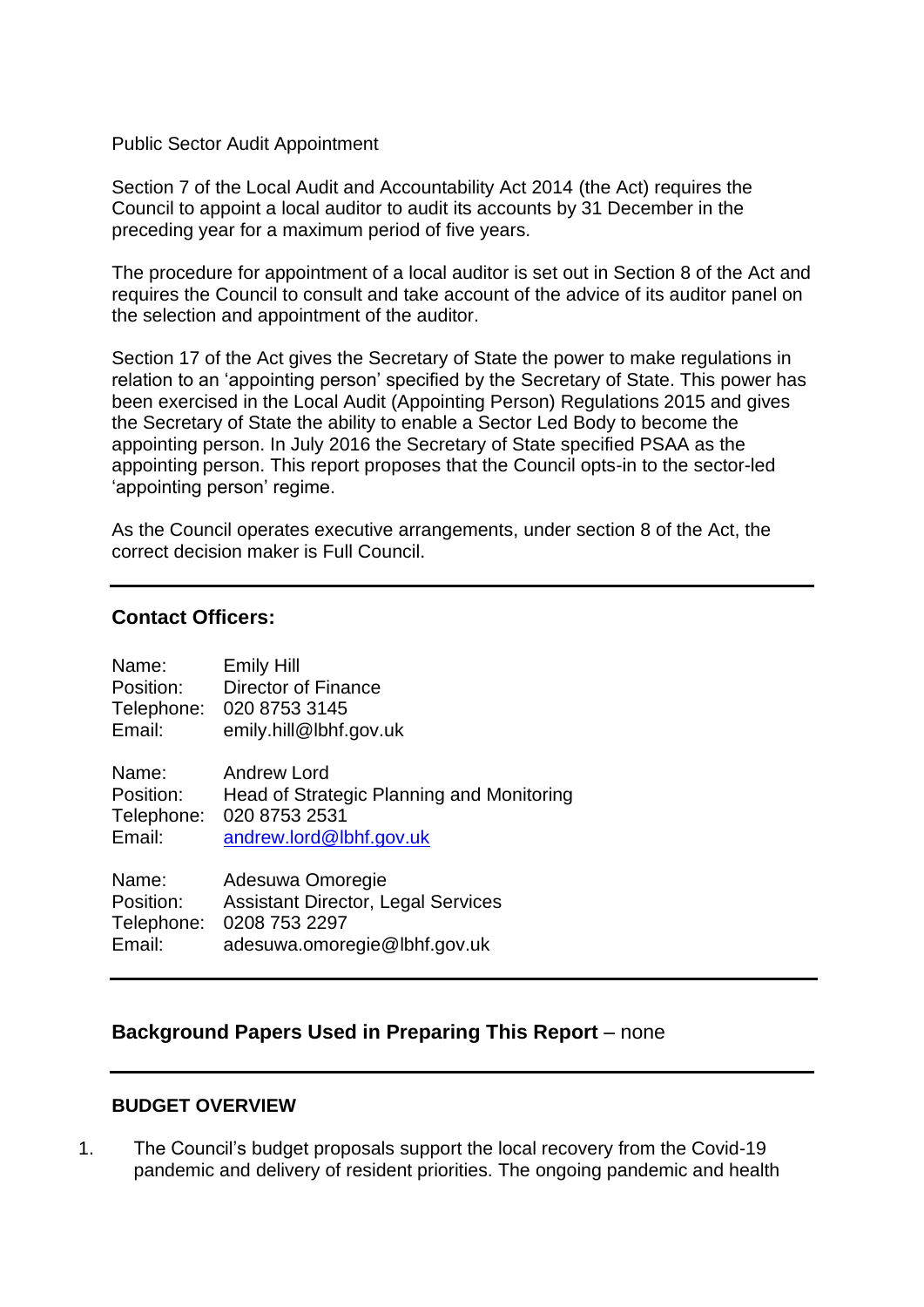Public Sector Audit Appointment

Section 7 of the Local Audit and Accountability Act 2014 (the Act) requires the Council to appoint a local auditor to audit its accounts by 31 December in the preceding year for a maximum period of five years.

The procedure for appointment of a local auditor is set out in Section 8 of the Act and requires the Council to consult and take account of the advice of its auditor panel on the selection and appointment of the auditor.

Section 17 of the Act gives the Secretary of State the power to make regulations in relation to an 'appointing person' specified by the Secretary of State. This power has been exercised in the Local Audit (Appointing Person) Regulations 2015 and gives the Secretary of State the ability to enable a Sector Led Body to become the appointing person. In July 2016 the Secretary of State specified PSAA as the appointing person. This report proposes that the Council opts-in to the sector-led 'appointing person' regime.

As the Council operates executive arrangements, under section 8 of the Act, the correct decision maker is Full Council.

---

## Contact Officers:

Name: Emily Hill
Position: Director of Finance
Telephone: 020 8753 3145
Email: emily.hill@lbhf.gov.uk

Name: Andrew Lord
Position: Head of Strategic Planning and Monitoring
Telephone: 020 8753 2531
Email: andrew.lord@lbhf.gov.uk

Name: Adesuwa Omoregie
Position: Assistant Director, Legal Services
Telephone: 0208 753 2297
Email: adesuwa.omoregie@lbhf.gov.uk

---

**Background Papers Used in Preparing This Report** – none

---

### BUDGET OVERVIEW

1. The Council's budget proposals support the local recovery from the Covid-19 pandemic and delivery of resident priorities. The ongoing pandemic and health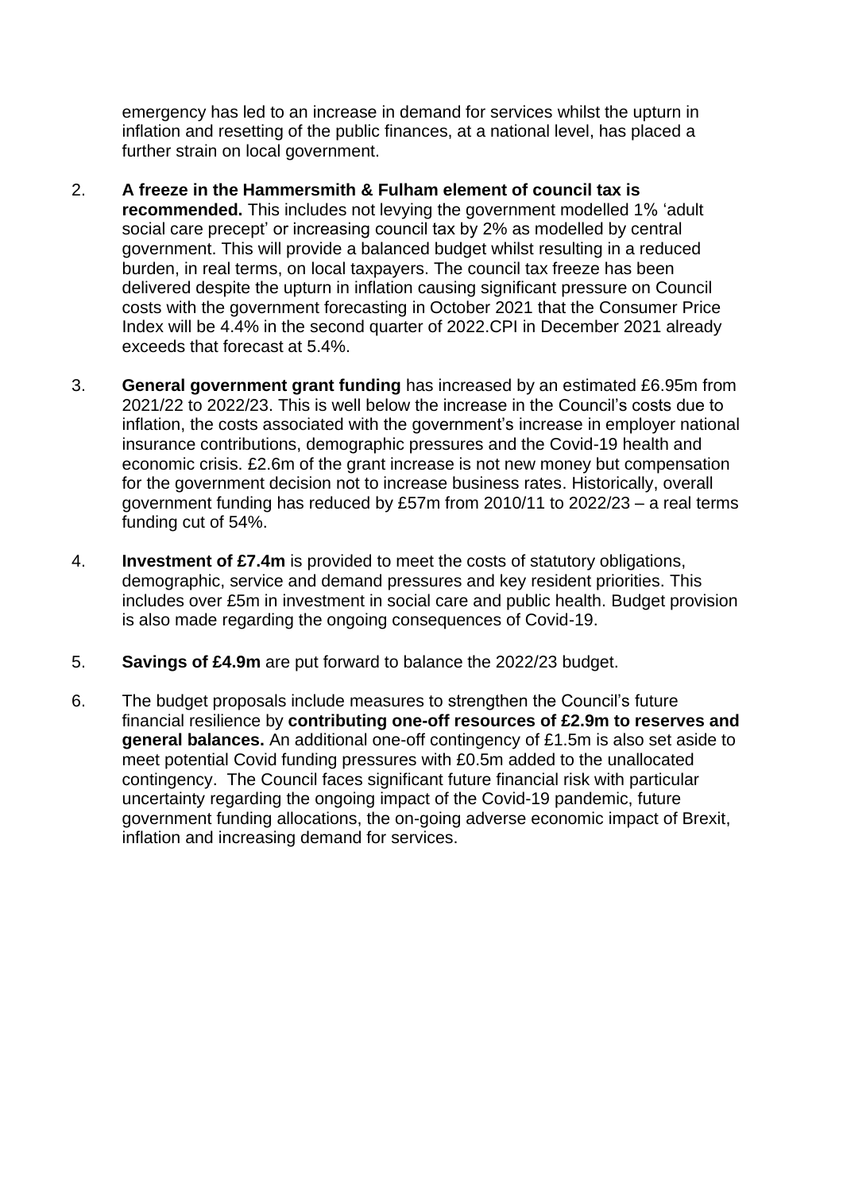emergency has led to an increase in demand for services whilst the upturn in inflation and resetting of the public finances, at a national level, has placed a further strain on local government.

2. **A freeze in the Hammersmith & Fulham element of council tax is recommended.** This includes not levying the government modelled 1% 'adult social care precept' or increasing council tax by 2% as modelled by central government. This will provide a balanced budget whilst resulting in a reduced burden, in real terms, on local taxpayers. The council tax freeze has been delivered despite the upturn in inflation causing significant pressure on Council costs with the government forecasting in October 2021 that the Consumer Price Index will be 4.4% in the second quarter of 2022.CPI in December 2021 already exceeds that forecast at 5.4%.

3. **General government grant funding** has increased by an estimated £6.95m from 2021/22 to 2022/23. This is well below the increase in the Council's costs due to inflation, the costs associated with the government's increase in employer national insurance contributions, demographic pressures and the Covid-19 health and economic crisis. £2.6m of the grant increase is not new money but compensation for the government decision not to increase business rates. Historically, overall government funding has reduced by £57m from 2010/11 to 2022/23 – a real terms funding cut of 54%.

4. **Investment of £7.4m** is provided to meet the costs of statutory obligations, demographic, service and demand pressures and key resident priorities. This includes over £5m in investment in social care and public health. Budget provision is also made regarding the ongoing consequences of Covid-19.

5. **Savings of £4.9m** are put forward to balance the 2022/23 budget.

6. The budget proposals include measures to strengthen the Council's future financial resilience by **contributing one-off resources of £2.9m to reserves and general balances.** An additional one-off contingency of £1.5m is also set aside to meet potential Covid funding pressures with £0.5m added to the unallocated contingency. The Council faces significant future financial risk with particular uncertainty regarding the ongoing impact of the Covid-19 pandemic, future government funding allocations, the on-going adverse economic impact of Brexit, inflation and increasing demand for services.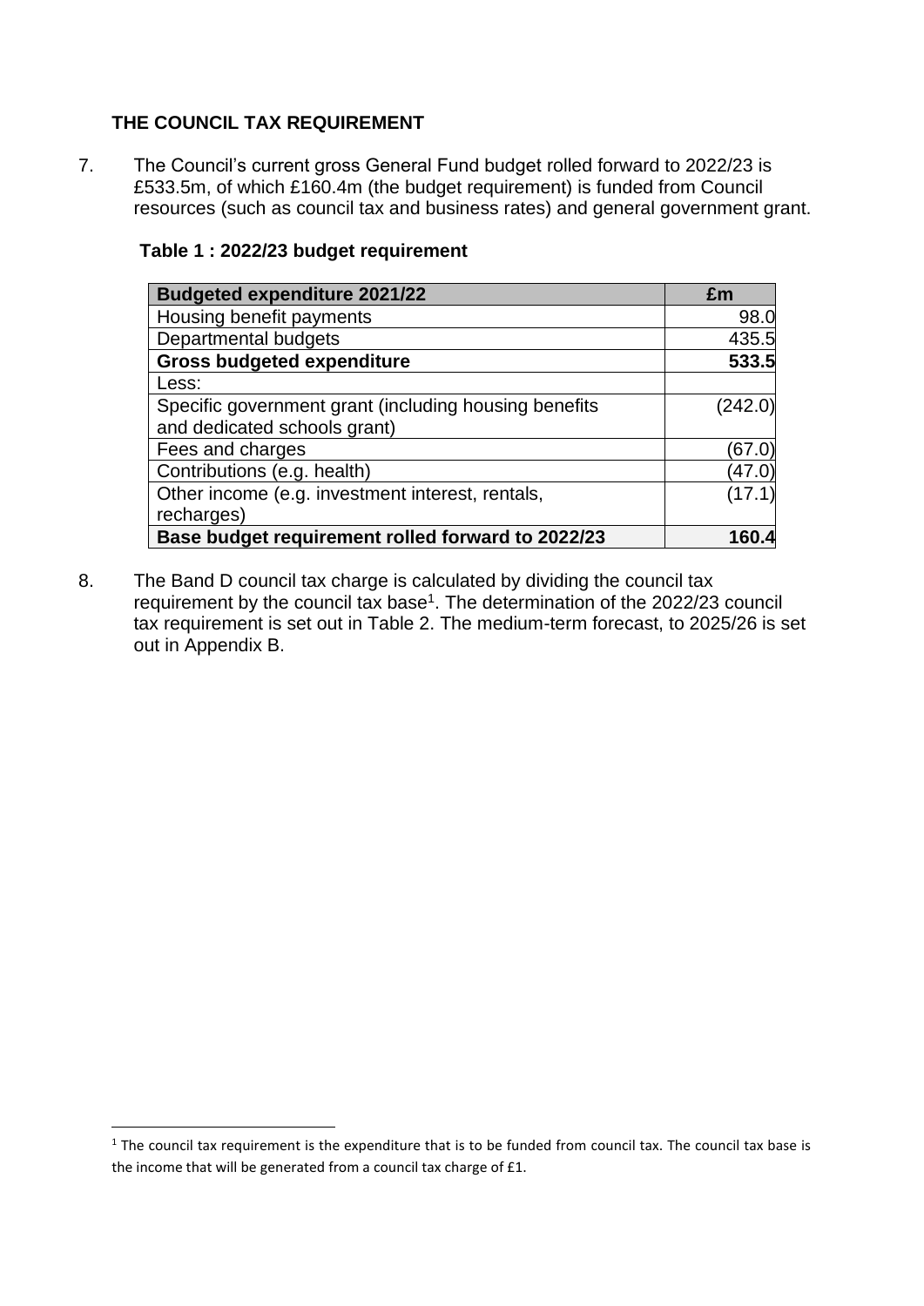## THE COUNCIL TAX REQUIREMENT

7. The Council's current gross General Fund budget rolled forward to 2022/23 is £533.5m, of which £160.4m (the budget requirement) is funded from Council resources (such as council tax and business rates) and general government grant.

**Table 1 : 2022/23 budget requirement**

| **Budgeted expenditure 2021/22** | **£m** |
|---|---|
| Housing benefit payments | 98.0 |
| Departmental budgets | 435.5 |
| **Gross budgeted expenditure** | **533.5** |
| Less: | |
| Specific government grant (including housing benefits and dedicated schools grant) | (242.0) |
| Fees and charges | (67.0) |
| Contributions (e.g. health) | (47.0) |
| Other income (e.g. investment interest, rentals, recharges) | (17.1) |
| **Base budget requirement rolled forward to 2022/23** | **160.4** |

8. The Band D council tax charge is calculated by dividing the council tax requirement by the council tax base[1]. The determination of the 2022/23 council tax requirement is set out in Table 2. The medium-term forecast, to 2025/26 is set out in Appendix B.

[1] The council tax requirement is the expenditure that is to be funded from council tax. The council tax base is the income that will be generated from a council tax charge of £1.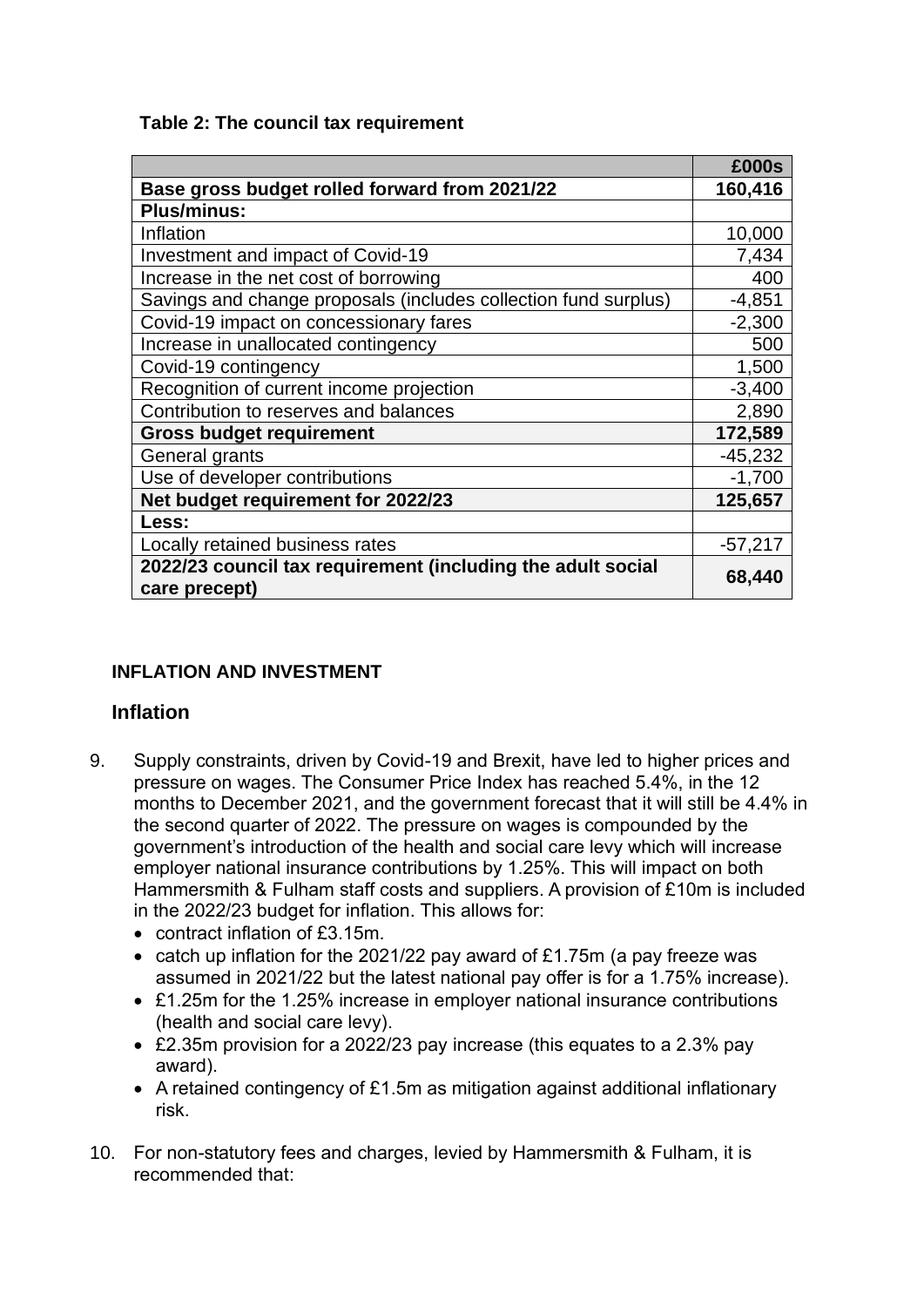**Table 2: The council tax requirement**

| | £000s |
|---|---|
| **Base gross budget rolled forward from 2021/22** | **160,416** |
| **Plus/minus:** | |
| Inflation | 10,000 |
| Investment and impact of Covid-19 | 7,434 |
| Increase in the net cost of borrowing | 400 |
| Savings and change proposals (includes collection fund surplus) | -4,851 |
| Covid-19 impact on concessionary fares | -2,300 |
| Increase in unallocated contingency | 500 |
| Covid-19 contingency | 1,500 |
| Recognition of current income projection | -3,400 |
| Contribution to reserves and balances | 2,890 |
| **Gross budget requirement** | **172,589** |
| General grants | -45,232 |
| Use of developer contributions | -1,700 |
| **Net budget requirement for 2022/23** | **125,657** |
| **Less:** | |
| Locally retained business rates | -57,217 |
| **2022/23 council tax requirement (including the adult social care precept)** | **68,440** |

## INFLATION AND INVESTMENT

### Inflation

9. Supply constraints, driven by Covid-19 and Brexit, have led to higher prices and pressure on wages. The Consumer Price Index has reached 5.4%, in the 12 months to December 2021, and the government forecast that it will still be 4.4% in the second quarter of 2022. The pressure on wages is compounded by the government's introduction of the health and social care levy which will increase employer national insurance contributions by 1.25%. This will impact on both Hammersmith & Fulham staff costs and suppliers. A provision of £10m is included in the 2022/23 budget for inflation. This allows for:
   - contract inflation of £3.15m.
   - catch up inflation for the 2021/22 pay award of £1.75m (a pay freeze was assumed in 2021/22 but the latest national pay offer is for a 1.75% increase).
   - £1.25m for the 1.25% increase in employer national insurance contributions (health and social care levy).
   - £2.35m provision for a 2022/23 pay increase (this equates to a 2.3% pay award).
   - A retained contingency of £1.5m as mitigation against additional inflationary risk.

10. For non-statutory fees and charges, levied by Hammersmith & Fulham, it is recommended that: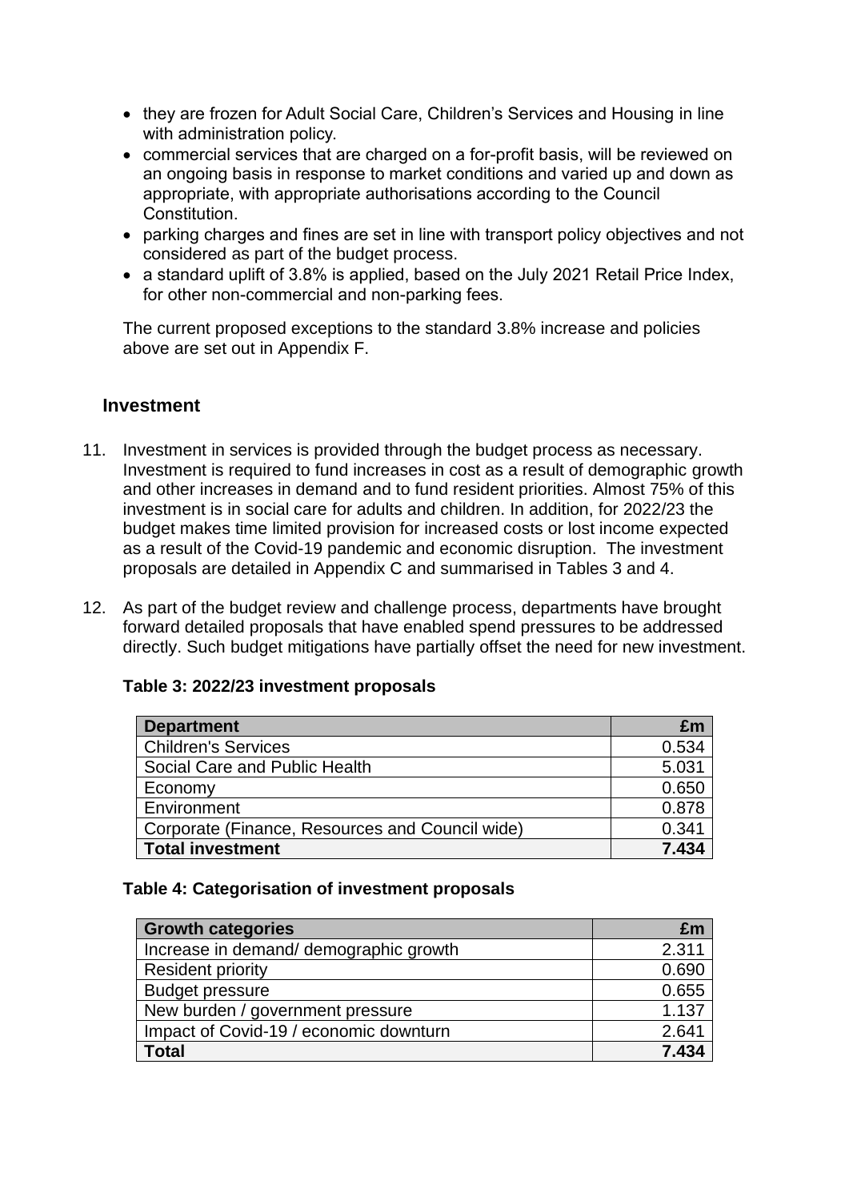- they are frozen for Adult Social Care, Children's Services and Housing in line with administration policy.
- commercial services that are charged on a for-profit basis, will be reviewed on an ongoing basis in response to market conditions and varied up and down as appropriate, with appropriate authorisations according to the Council Constitution.
- parking charges and fines are set in line with transport policy objectives and not considered as part of the budget process.
- a standard uplift of 3.8% is applied, based on the July 2021 Retail Price Index, for other non-commercial and non-parking fees.

The current proposed exceptions to the standard 3.8% increase and policies above are set out in Appendix F.

## Investment

11. Investment in services is provided through the budget process as necessary. Investment is required to fund increases in cost as a result of demographic growth and other increases in demand and to fund resident priorities. Almost 75% of this investment is in social care for adults and children. In addition, for 2022/23 the budget makes time limited provision for increased costs or lost income expected as a result of the Covid-19 pandemic and economic disruption. The investment proposals are detailed in Appendix C and summarised in Tables 3 and 4.

12. As part of the budget review and challenge process, departments have brought forward detailed proposals that have enabled spend pressures to be addressed directly. Such budget mitigations have partially offset the need for new investment.

**Table 3: 2022/23 investment proposals**

| Department | £m |
| --- | ---: |
| Children's Services | 0.534 |
| Social Care and Public Health | 5.031 |
| Economy | 0.650 |
| Environment | 0.878 |
| Corporate (Finance, Resources and Council wide) | 0.341 |
| **Total investment** | **7.434** |

**Table 4: Categorisation of investment proposals**

| Growth categories | £m |
| --- | ---: |
| Increase in demand/ demographic growth | 2.311 |
| Resident priority | 0.690 |
| Budget pressure | 0.655 |
| New burden / government pressure | 1.137 |
| Impact of Covid-19 / economic downturn | 2.641 |
| **Total** | **7.434** |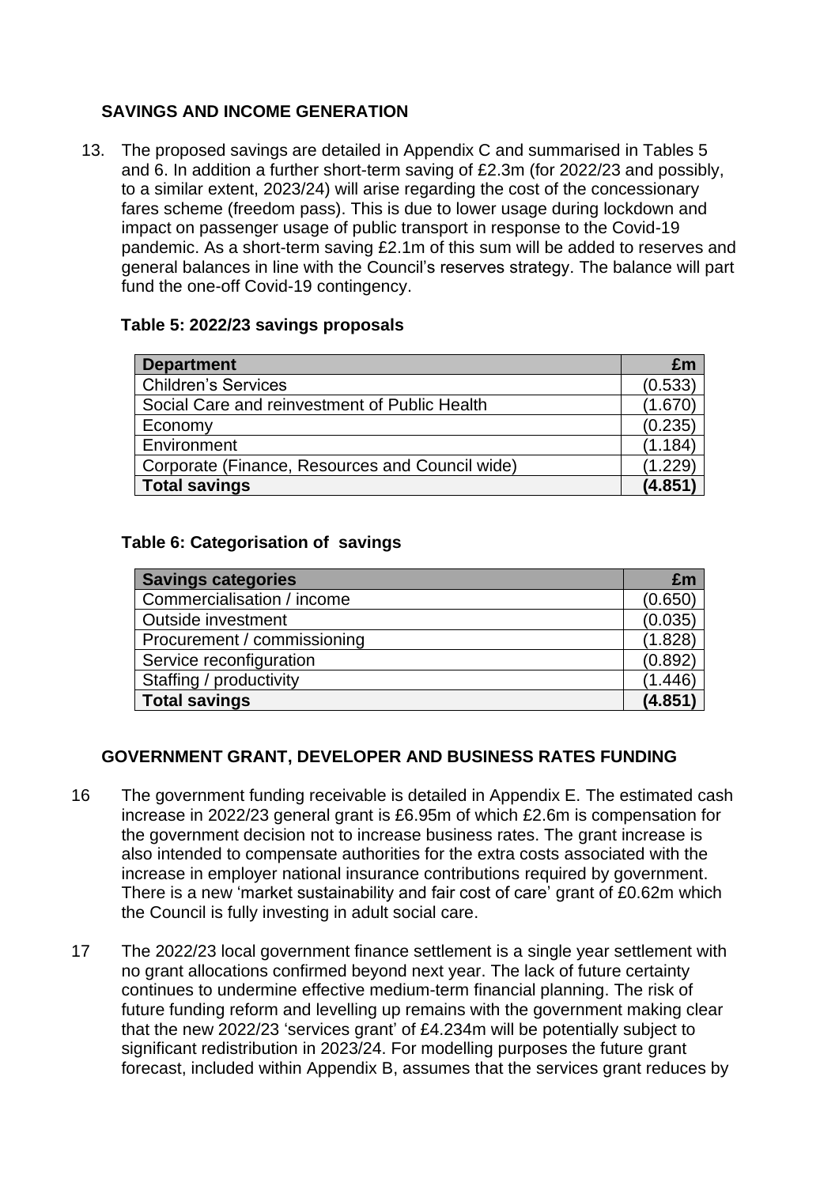## SAVINGS AND INCOME GENERATION

13. The proposed savings are detailed in Appendix C and summarised in Tables 5 and 6. In addition a further short-term saving of £2.3m (for 2022/23 and possibly, to a similar extent, 2023/24) will arise regarding the cost of the concessionary fares scheme (freedom pass). This is due to lower usage during lockdown and impact on passenger usage of public transport in response to the Covid-19 pandemic. As a short-term saving £2.1m of this sum will be added to reserves and general balances in line with the Council's reserves strategy. The balance will part fund the one-off Covid-19 contingency.

**Table 5: 2022/23 savings proposals**

| Department | £m |
|---|---|
| Children's Services | (0.533) |
| Social Care and reinvestment of Public Health | (1.670) |
| Economy | (0.235) |
| Environment | (1.184) |
| Corporate (Finance, Resources and Council wide) | (1.229) |
| **Total savings** | **(4.851)** |

**Table 6: Categorisation of savings**

| Savings categories | £m |
|---|---|
| Commercialisation / income | (0.650) |
| Outside investment | (0.035) |
| Procurement / commissioning | (1.828) |
| Service reconfiguration | (0.892) |
| Staffing / productivity | (1.446) |
| **Total savings** | **(4.851)** |

## GOVERNMENT GRANT, DEVELOPER AND BUSINESS RATES FUNDING

16 The government funding receivable is detailed in Appendix E. The estimated cash increase in 2022/23 general grant is £6.95m of which £2.6m is compensation for the government decision not to increase business rates. The grant increase is also intended to compensate authorities for the extra costs associated with the increase in employer national insurance contributions required by government. There is a new 'market sustainability and fair cost of care' grant of £0.62m which the Council is fully investing in adult social care.

17 The 2022/23 local government finance settlement is a single year settlement with no grant allocations confirmed beyond next year. The lack of future certainty continues to undermine effective medium-term financial planning. The risk of future funding reform and levelling up remains with the government making clear that the new 2022/23 'services grant' of £4.234m will be potentially subject to significant redistribution in 2023/24. For modelling purposes the future grant forecast, included within Appendix B, assumes that the services grant reduces by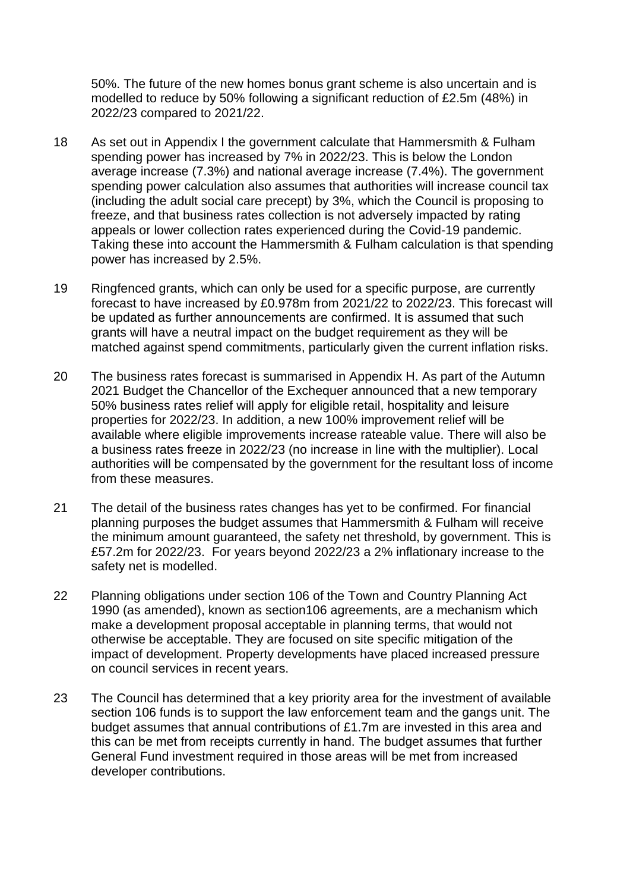50%. The future of the new homes bonus grant scheme is also uncertain and is modelled to reduce by 50% following a significant reduction of £2.5m (48%) in 2022/23 compared to 2021/22.

18 As set out in Appendix I the government calculate that Hammersmith & Fulham spending power has increased by 7% in 2022/23. This is below the London average increase (7.3%) and national average increase (7.4%). The government spending power calculation also assumes that authorities will increase council tax (including the adult social care precept) by 3%, which the Council is proposing to freeze, and that business rates collection is not adversely impacted by rating appeals or lower collection rates experienced during the Covid-19 pandemic. Taking these into account the Hammersmith & Fulham calculation is that spending power has increased by 2.5%.

19 Ringfenced grants, which can only be used for a specific purpose, are currently forecast to have increased by £0.978m from 2021/22 to 2022/23. This forecast will be updated as further announcements are confirmed. It is assumed that such grants will have a neutral impact on the budget requirement as they will be matched against spend commitments, particularly given the current inflation risks.

20 The business rates forecast is summarised in Appendix H. As part of the Autumn 2021 Budget the Chancellor of the Exchequer announced that a new temporary 50% business rates relief will apply for eligible retail, hospitality and leisure properties for 2022/23. In addition, a new 100% improvement relief will be available where eligible improvements increase rateable value. There will also be a business rates freeze in 2022/23 (no increase in line with the multiplier). Local authorities will be compensated by the government for the resultant loss of income from these measures.

21 The detail of the business rates changes has yet to be confirmed. For financial planning purposes the budget assumes that Hammersmith & Fulham will receive the minimum amount guaranteed, the safety net threshold, by government. This is £57.2m for 2022/23. For years beyond 2022/23 a 2% inflationary increase to the safety net is modelled.

22 Planning obligations under section 106 of the Town and Country Planning Act 1990 (as amended), known as section106 agreements, are a mechanism which make a development proposal acceptable in planning terms, that would not otherwise be acceptable. They are focused on site specific mitigation of the impact of development. Property developments have placed increased pressure on council services in recent years.

23 The Council has determined that a key priority area for the investment of available section 106 funds is to support the law enforcement team and the gangs unit. The budget assumes that annual contributions of £1.7m are invested in this area and this can be met from receipts currently in hand. The budget assumes that further General Fund investment required in those areas will be met from increased developer contributions.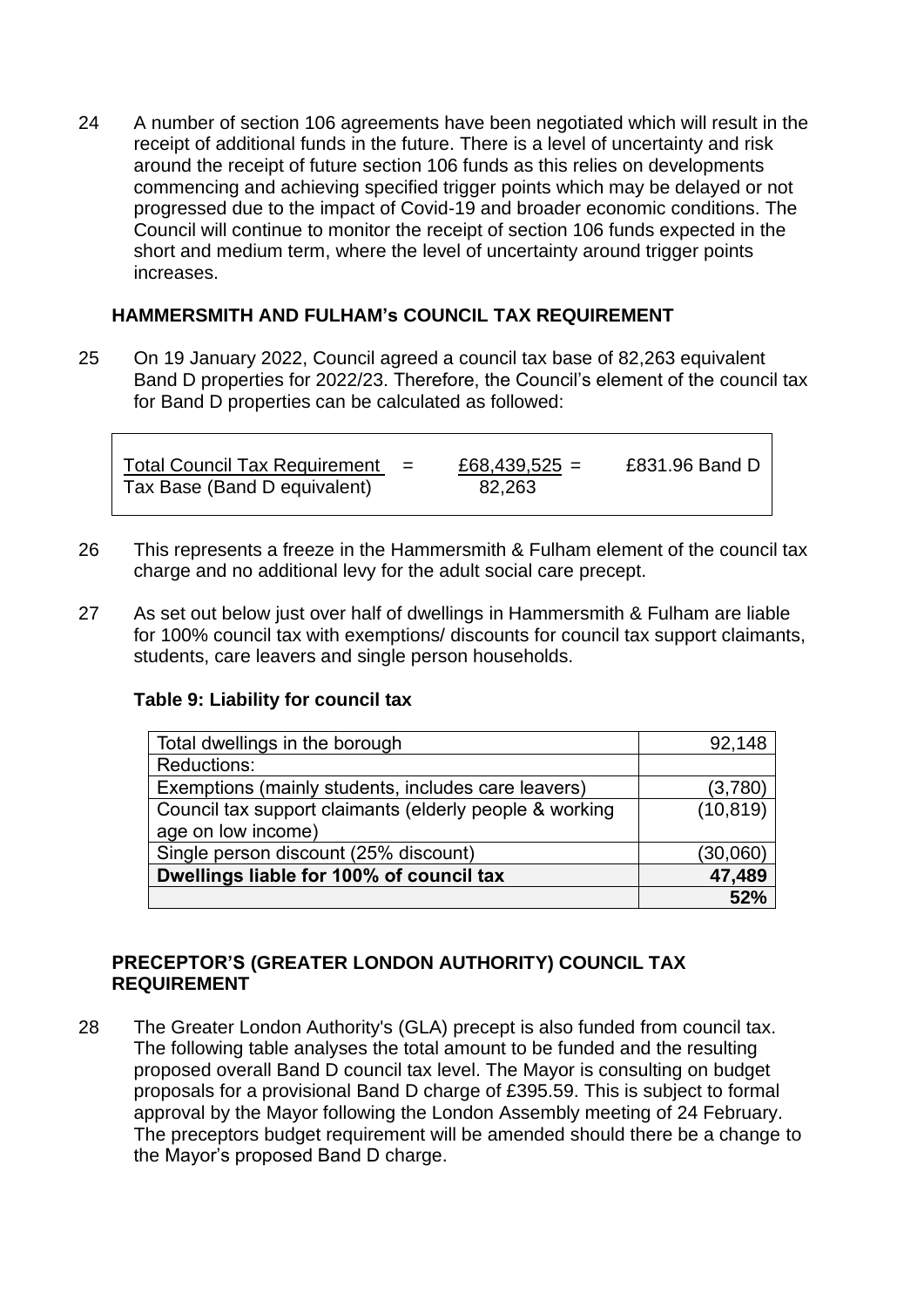24 A number of section 106 agreements have been negotiated which will result in the receipt of additional funds in the future. There is a level of uncertainty and risk around the receipt of future section 106 funds as this relies on developments commencing and achieving specified trigger points which may be delayed or not progressed due to the impact of Covid-19 and broader economic conditions. The Council will continue to monitor the receipt of section 106 funds expected in the short and medium term, where the level of uncertainty around trigger points increases.

## HAMMERSMITH AND FULHAM's COUNCIL TAX REQUIREMENT

25 On 19 January 2022, Council agreed a council tax base of 82,263 equivalent Band D properties for 2022/23. Therefore, the Council's element of the council tax for Band D properties can be calculated as followed:

| Total Council Tax Requirement / Tax Base (Band D equivalent) | = | £68,439,525 / 82,263 | = | £831.96 Band D |
|---|---|---|---|---|

26 This represents a freeze in the Hammersmith & Fulham element of the council tax charge and no additional levy for the adult social care precept.

27 As set out below just over half of dwellings in Hammersmith & Fulham are liable for 100% council tax with exemptions/ discounts for council tax support claimants, students, care leavers and single person households.

**Table 9: Liability for council tax**

| | |
|---|---|
| Total dwellings in the borough | 92,148 |
| Reductions: | |
| Exemptions (mainly students, includes care leavers) | (3,780) |
| Council tax support claimants (elderly people & working age on low income) | (10,819) |
| Single person discount (25% discount) | (30,060) |
| **Dwellings liable for 100% of council tax** | **47,489** |
| | **52%** |

## PRECEPTOR'S (GREATER LONDON AUTHORITY) COUNCIL TAX REQUIREMENT

28 The Greater London Authority's (GLA) precept is also funded from council tax. The following table analyses the total amount to be funded and the resulting proposed overall Band D council tax level. The Mayor is consulting on budget proposals for a provisional Band D charge of £395.59. This is subject to formal approval by the Mayor following the London Assembly meeting of 24 February. The preceptors budget requirement will be amended should there be a change to the Mayor's proposed Band D charge.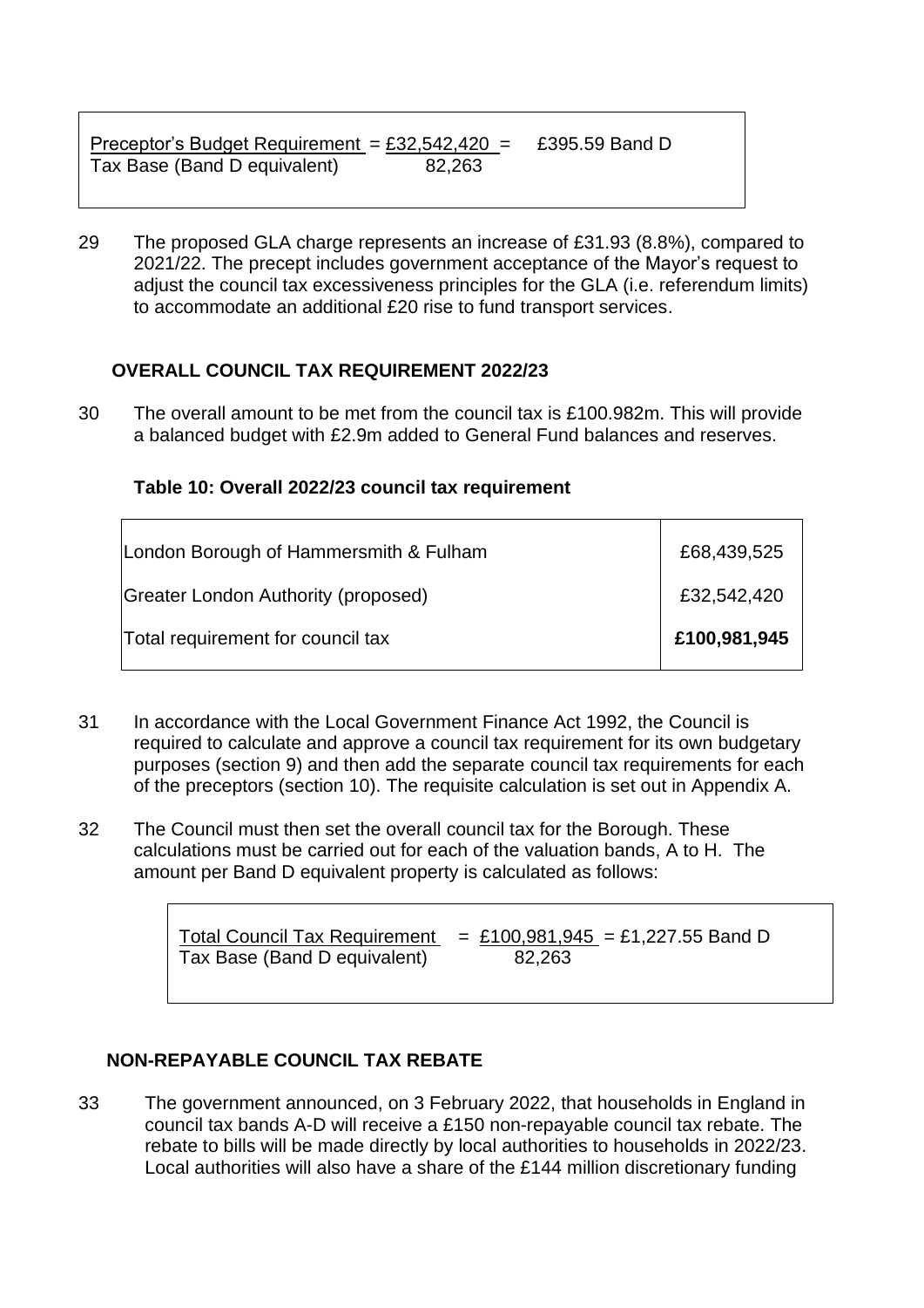Preceptor's Budget Requirement = £32,542,420 = £395.59 Band D
Tax Base (Band D equivalent) 82,263

29 The proposed GLA charge represents an increase of £31.93 (8.8%), compared to 2021/22. The precept includes government acceptance of the Mayor's request to adjust the council tax excessiveness principles for the GLA (i.e. referendum limits) to accommodate an additional £20 rise to fund transport services.

## OVERALL COUNCIL TAX REQUIREMENT 2022/23

30 The overall amount to be met from the council tax is £100.982m. This will provide a balanced budget with £2.9m added to General Fund balances and reserves.

### Table 10: Overall 2022/23 council tax requirement

| | |
|---|---|
| London Borough of Hammersmith & Fulham | £68,439,525 |
| Greater London Authority (proposed) | £32,542,420 |
| Total requirement for council tax | **£100,981,945** |

31 In accordance with the Local Government Finance Act 1992, the Council is required to calculate and approve a council tax requirement for its own budgetary purposes (section 9) and then add the separate council tax requirements for each of the preceptors (section 10). The requisite calculation is set out in Appendix A.

32 The Council must then set the overall council tax for the Borough. These calculations must be carried out for each of the valuation bands, A to H. The amount per Band D equivalent property is calculated as follows:

Total Council Tax Requirement = £100,981,945 = £1,227.55 Band D
Tax Base (Band D equivalent) 82,263

## NON-REPAYABLE COUNCIL TAX REBATE

33 The government announced, on 3 February 2022, that households in England in council tax bands A-D will receive a £150 non-repayable council tax rebate. The rebate to bills will be made directly by local authorities to households in 2022/23. Local authorities will also have a share of the £144 million discretionary funding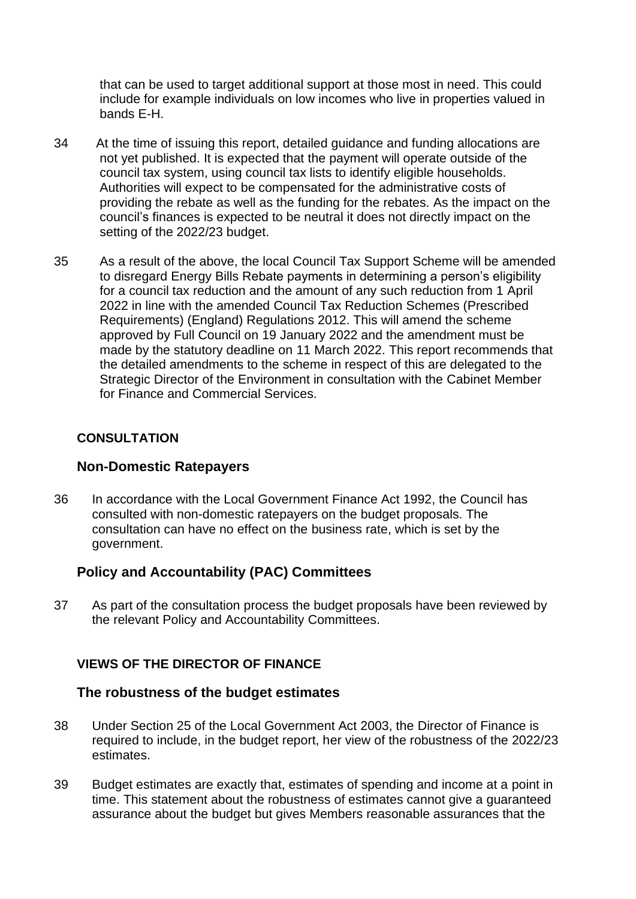that can be used to target additional support at those most in need. This could include for example individuals on low incomes who live in properties valued in bands E-H.

34 At the time of issuing this report, detailed guidance and funding allocations are not yet published. It is expected that the payment will operate outside of the council tax system, using council tax lists to identify eligible households. Authorities will expect to be compensated for the administrative costs of providing the rebate as well as the funding for the rebates. As the impact on the council's finances is expected to be neutral it does not directly impact on the setting of the 2022/23 budget.

35 As a result of the above, the local Council Tax Support Scheme will be amended to disregard Energy Bills Rebate payments in determining a person's eligibility for a council tax reduction and the amount of any such reduction from 1 April 2022 in line with the amended Council Tax Reduction Schemes (Prescribed Requirements) (England) Regulations 2012. This will amend the scheme approved by Full Council on 19 January 2022 and the amendment must be made by the statutory deadline on 11 March 2022. This report recommends that the detailed amendments to the scheme in respect of this are delegated to the Strategic Director of the Environment in consultation with the Cabinet Member for Finance and Commercial Services.

## CONSULTATION

### Non-Domestic Ratepayers

36 In accordance with the Local Government Finance Act 1992, the Council has consulted with non-domestic ratepayers on the budget proposals. The consultation can have no effect on the business rate, which is set by the government.

### Policy and Accountability (PAC) Committees

37 As part of the consultation process the budget proposals have been reviewed by the relevant Policy and Accountability Committees.

## VIEWS OF THE DIRECTOR OF FINANCE

### The robustness of the budget estimates

38 Under Section 25 of the Local Government Act 2003, the Director of Finance is required to include, in the budget report, her view of the robustness of the 2022/23 estimates.

39 Budget estimates are exactly that, estimates of spending and income at a point in time. This statement about the robustness of estimates cannot give a guaranteed assurance about the budget but gives Members reasonable assurances that the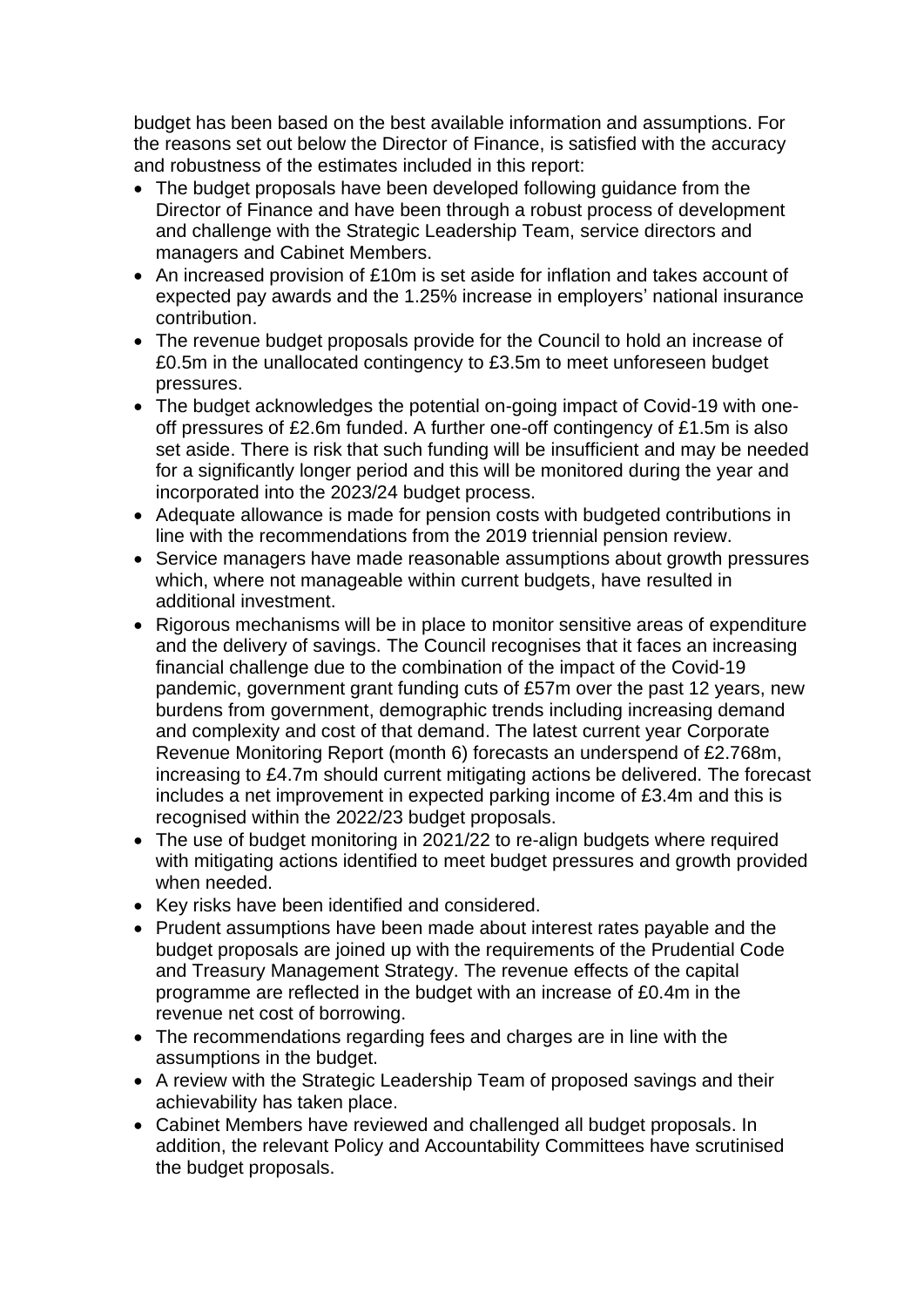budget has been based on the best available information and assumptions. For the reasons set out below the Director of Finance, is satisfied with the accuracy and robustness of the estimates included in this report:

- The budget proposals have been developed following guidance from the Director of Finance and have been through a robust process of development and challenge with the Strategic Leadership Team, service directors and managers and Cabinet Members.
- An increased provision of £10m is set aside for inflation and takes account of expected pay awards and the 1.25% increase in employers' national insurance contribution.
- The revenue budget proposals provide for the Council to hold an increase of £0.5m in the unallocated contingency to £3.5m to meet unforeseen budget pressures.
- The budget acknowledges the potential on-going impact of Covid-19 with one-off pressures of £2.6m funded. A further one-off contingency of £1.5m is also set aside. There is risk that such funding will be insufficient and may be needed for a significantly longer period and this will be monitored during the year and incorporated into the 2023/24 budget process.
- Adequate allowance is made for pension costs with budgeted contributions in line with the recommendations from the 2019 triennial pension review.
- Service managers have made reasonable assumptions about growth pressures which, where not manageable within current budgets, have resulted in additional investment.
- Rigorous mechanisms will be in place to monitor sensitive areas of expenditure and the delivery of savings. The Council recognises that it faces an increasing financial challenge due to the combination of the impact of the Covid-19 pandemic, government grant funding cuts of £57m over the past 12 years, new burdens from government, demographic trends including increasing demand and complexity and cost of that demand. The latest current year Corporate Revenue Monitoring Report (month 6) forecasts an underspend of £2.768m, increasing to £4.7m should current mitigating actions be delivered. The forecast includes a net improvement in expected parking income of £3.4m and this is recognised within the 2022/23 budget proposals.
- The use of budget monitoring in 2021/22 to re-align budgets where required with mitigating actions identified to meet budget pressures and growth provided when needed.
- Key risks have been identified and considered.
- Prudent assumptions have been made about interest rates payable and the budget proposals are joined up with the requirements of the Prudential Code and Treasury Management Strategy. The revenue effects of the capital programme are reflected in the budget with an increase of £0.4m in the revenue net cost of borrowing.
- The recommendations regarding fees and charges are in line with the assumptions in the budget.
- A review with the Strategic Leadership Team of proposed savings and their achievability has taken place.
- Cabinet Members have reviewed and challenged all budget proposals. In addition, the relevant Policy and Accountability Committees have scrutinised the budget proposals.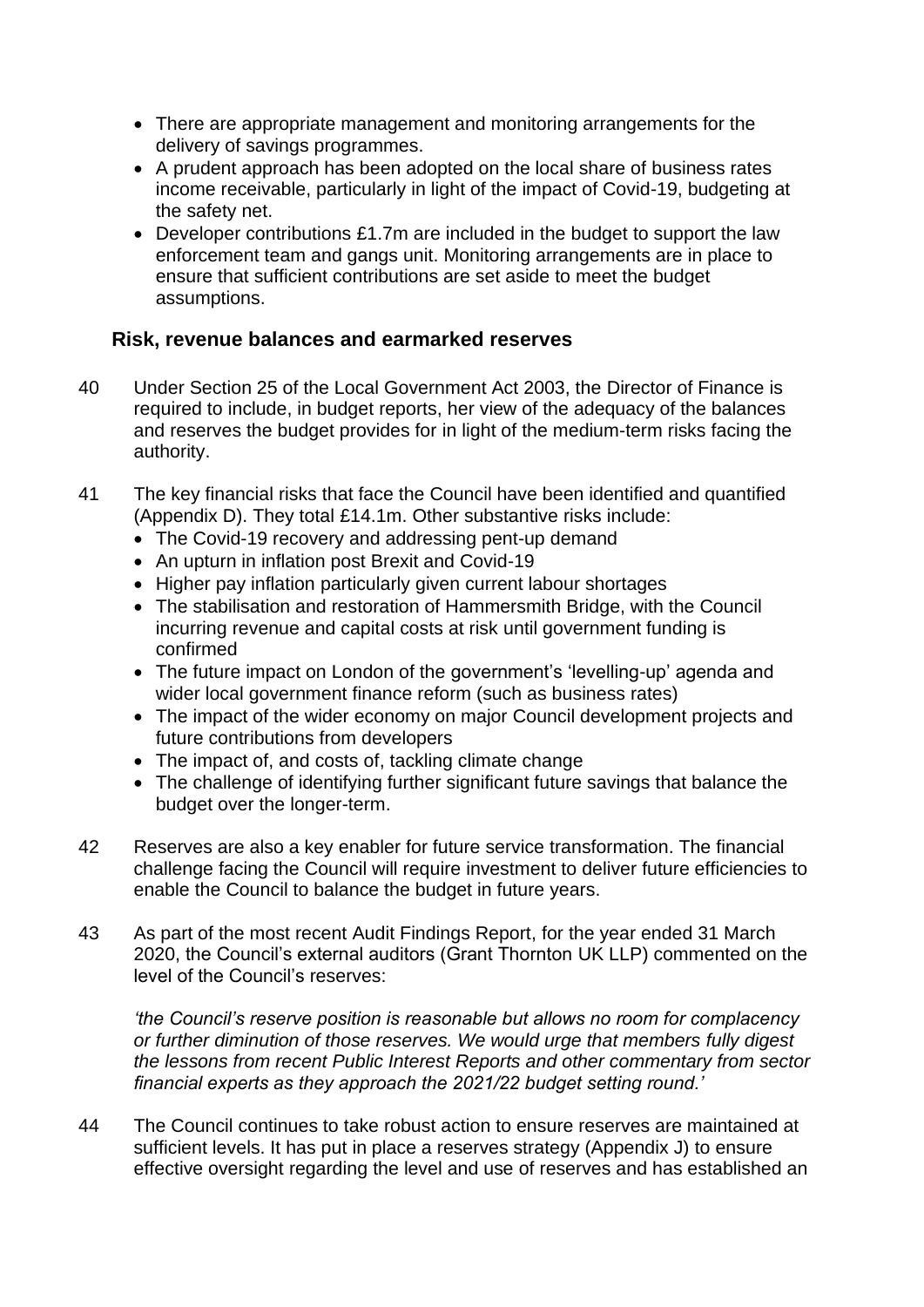- There are appropriate management and monitoring arrangements for the delivery of savings programmes.
- A prudent approach has been adopted on the local share of business rates income receivable, particularly in light of the impact of Covid-19, budgeting at the safety net.
- Developer contributions £1.7m are included in the budget to support the law enforcement team and gangs unit. Monitoring arrangements are in place to ensure that sufficient contributions are set aside to meet the budget assumptions.

### Risk, revenue balances and earmarked reserves

40 Under Section 25 of the Local Government Act 2003, the Director of Finance is required to include, in budget reports, her view of the adequacy of the balances and reserves the budget provides for in light of the medium-term risks facing the authority.

41 The key financial risks that face the Council have been identified and quantified (Appendix D). They total £14.1m. Other substantive risks include:

- The Covid-19 recovery and addressing pent-up demand
- An upturn in inflation post Brexit and Covid-19
- Higher pay inflation particularly given current labour shortages
- The stabilisation and restoration of Hammersmith Bridge, with the Council incurring revenue and capital costs at risk until government funding is confirmed
- The future impact on London of the government's 'levelling-up' agenda and wider local government finance reform (such as business rates)
- The impact of the wider economy on major Council development projects and future contributions from developers
- The impact of, and costs of, tackling climate change
- The challenge of identifying further significant future savings that balance the budget over the longer-term.

42 Reserves are also a key enabler for future service transformation. The financial challenge facing the Council will require investment to deliver future efficiencies to enable the Council to balance the budget in future years.

43 As part of the most recent Audit Findings Report, for the year ended 31 March 2020, the Council's external auditors (Grant Thornton UK LLP) commented on the level of the Council's reserves:

*'the Council's reserve position is reasonable but allows no room for complacency or further diminution of those reserves. We would urge that members fully digest the lessons from recent Public Interest Reports and other commentary from sector financial experts as they approach the 2021/22 budget setting round.'*

44 The Council continues to take robust action to ensure reserves are maintained at sufficient levels. It has put in place a reserves strategy (Appendix J) to ensure effective oversight regarding the level and use of reserves and has established an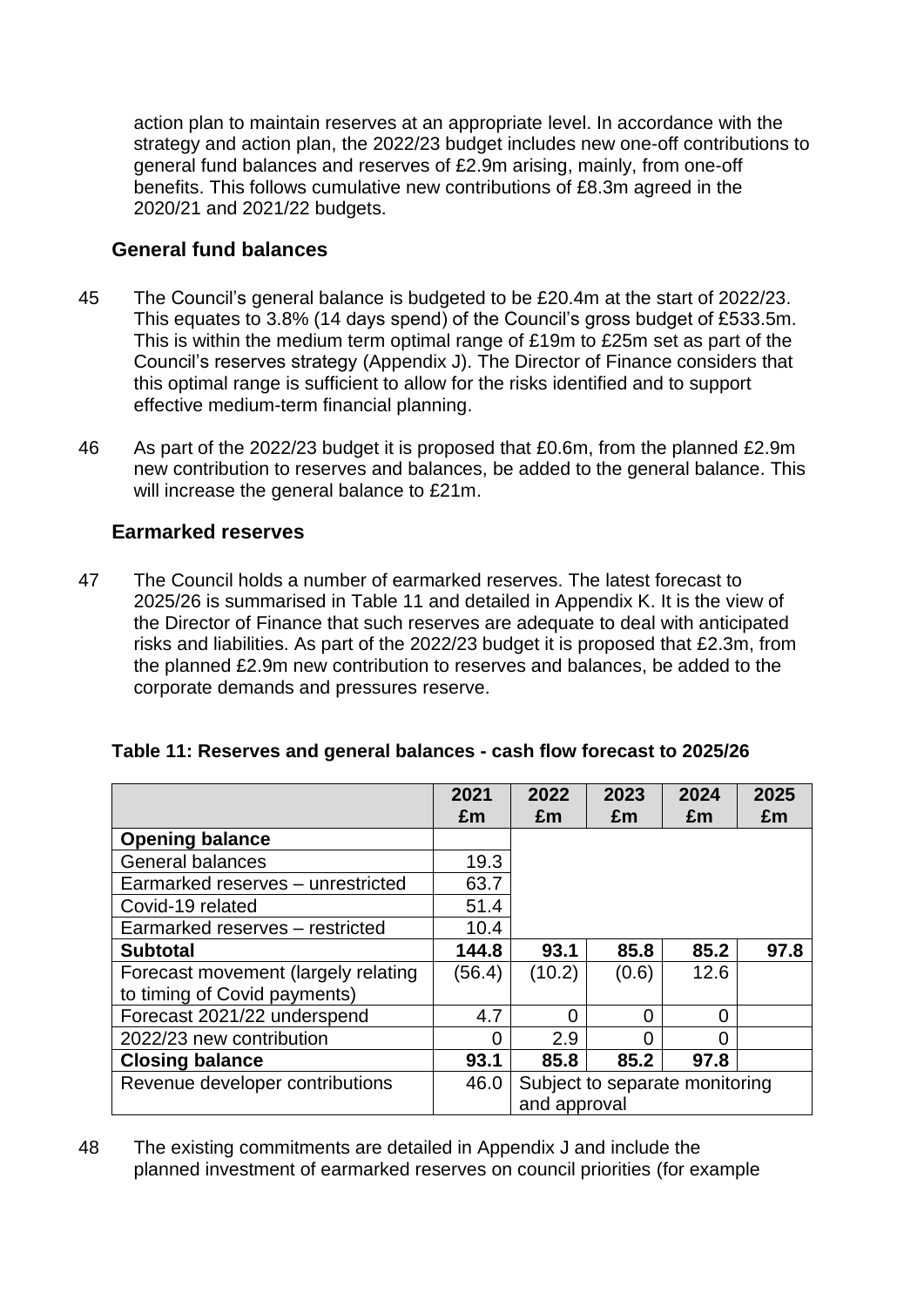action plan to maintain reserves at an appropriate level. In accordance with the strategy and action plan, the 2022/23 budget includes new one-off contributions to general fund balances and reserves of £2.9m arising, mainly, from one-off benefits. This follows cumulative new contributions of £8.3m agreed in the 2020/21 and 2021/22 budgets.

### General fund balances

45 The Council's general balance is budgeted to be £20.4m at the start of 2022/23. This equates to 3.8% (14 days spend) of the Council's gross budget of £533.5m. This is within the medium term optimal range of £19m to £25m set as part of the Council's reserves strategy (Appendix J). The Director of Finance considers that this optimal range is sufficient to allow for the risks identified and to support effective medium-term financial planning.

46 As part of the 2022/23 budget it is proposed that £0.6m, from the planned £2.9m new contribution to reserves and balances, be added to the general balance. This will increase the general balance to £21m.

### Earmarked reserves

47 The Council holds a number of earmarked reserves. The latest forecast to 2025/26 is summarised in Table 11 and detailed in Appendix K. It is the view of the Director of Finance that such reserves are adequate to deal with anticipated risks and liabilities. As part of the 2022/23 budget it is proposed that £2.3m, from the planned £2.9m new contribution to reserves and balances, be added to the corporate demands and pressures reserve.

**Table 11: Reserves and general balances - cash flow forecast to 2025/26**

| | 2021 £m | 2022 £m | 2023 £m | 2024 £m | 2025 £m |
|---|---|---|---|---|---|
| **Opening balance** | | | | | |
| General balances | 19.3 | | | | |
| Earmarked reserves – unrestricted | 63.7 | | | | |
| Covid-19 related | 51.4 | | | | |
| Earmarked reserves – restricted | 10.4 | | | | |
| **Subtotal** | **144.8** | **93.1** | **85.8** | **85.2** | **97.8** |
| Forecast movement (largely relating to timing of Covid payments) | (56.4) | (10.2) | (0.6) | 12.6 | |
| Forecast 2021/22 underspend | 4.7 | 0 | 0 | 0 | |
| 2022/23 new contribution | 0 | 2.9 | 0 | 0 | |
| **Closing balance** | **93.1** | **85.8** | **85.2** | **97.8** | |
| Revenue developer contributions | 46.0 | Subject to separate monitoring and approval | | | |

48 The existing commitments are detailed in Appendix J and include the planned investment of earmarked reserves on council priorities (for example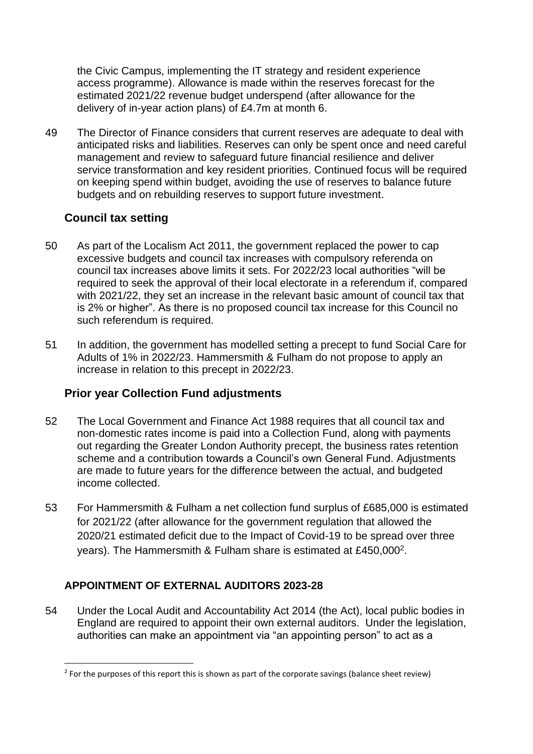the Civic Campus, implementing the IT strategy and resident experience access programme). Allowance is made within the reserves forecast for the estimated 2021/22 revenue budget underspend (after allowance for the delivery of in-year action plans) of £4.7m at month 6.

49 The Director of Finance considers that current reserves are adequate to deal with anticipated risks and liabilities. Reserves can only be spent once and need careful management and review to safeguard future financial resilience and deliver service transformation and key resident priorities. Continued focus will be required on keeping spend within budget, avoiding the use of reserves to balance future budgets and on rebuilding reserves to support future investment.

### Council tax setting

50 As part of the Localism Act 2011, the government replaced the power to cap excessive budgets and council tax increases with compulsory referenda on council tax increases above limits it sets. For 2022/23 local authorities "will be required to seek the approval of their local electorate in a referendum if, compared with 2021/22, they set an increase in the relevant basic amount of council tax that is 2% or higher". As there is no proposed council tax increase for this Council no such referendum is required.

51 In addition, the government has modelled setting a precept to fund Social Care for Adults of 1% in 2022/23. Hammersmith & Fulham do not propose to apply an increase in relation to this precept in 2022/23.

### Prior year Collection Fund adjustments

52 The Local Government and Finance Act 1988 requires that all council tax and non-domestic rates income is paid into a Collection Fund, along with payments out regarding the Greater London Authority precept, the business rates retention scheme and a contribution towards a Council's own General Fund. Adjustments are made to future years for the difference between the actual, and budgeted income collected.

53 For Hammersmith & Fulham a net collection fund surplus of £685,000 is estimated for 2021/22 (after allowance for the government regulation that allowed the 2020/21 estimated deficit due to the Impact of Covid-19 to be spread over three years). The Hammersmith & Fulham share is estimated at £450,000[2].

### APPOINTMENT OF EXTERNAL AUDITORS 2023-28

54 Under the Local Audit and Accountability Act 2014 (the Act), local public bodies in England are required to appoint their own external auditors. Under the legislation, authorities can make an appointment via "an appointing person" to act as a

[2] For the purposes of this report this is shown as part of the corporate savings (balance sheet review)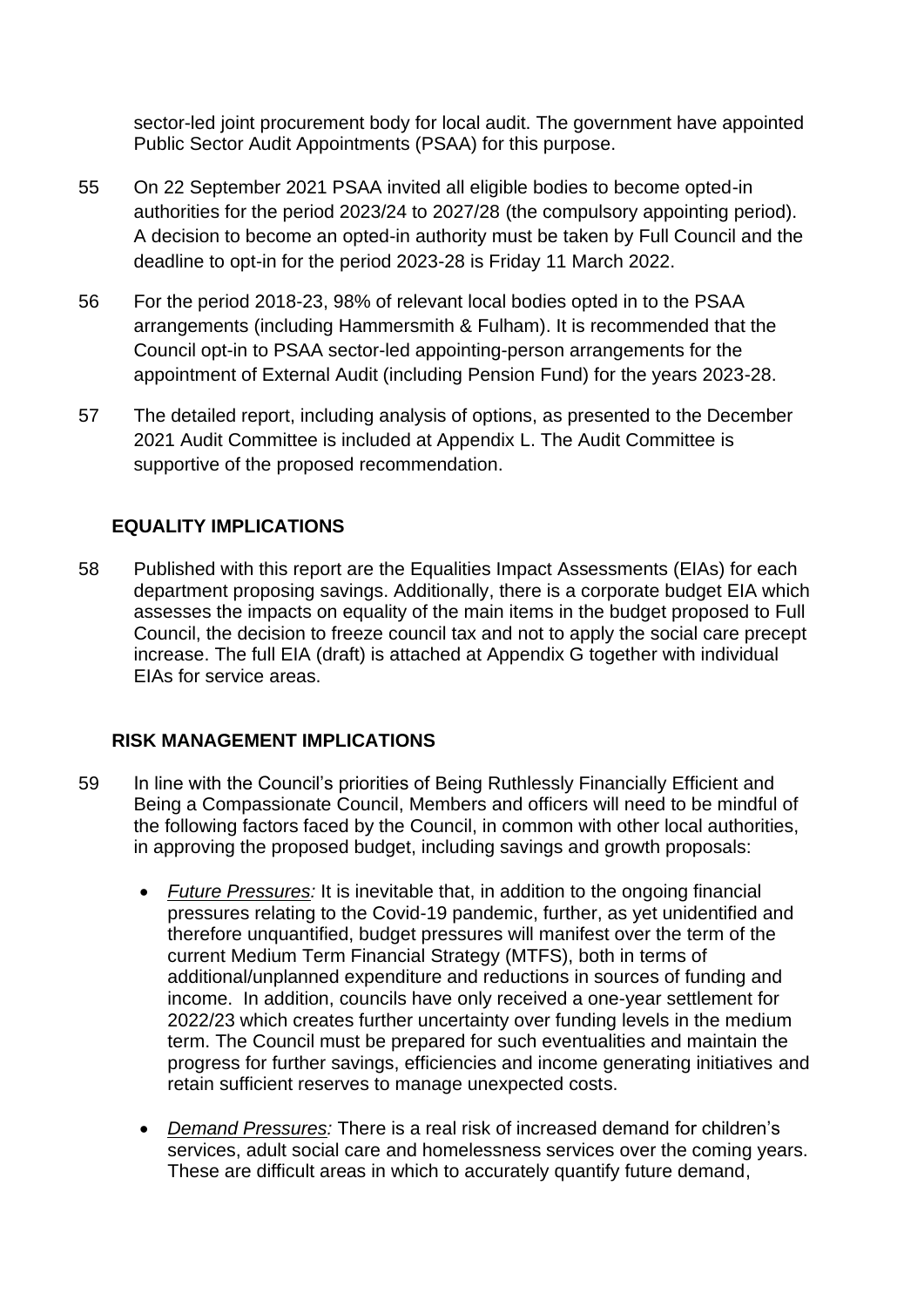sector-led joint procurement body for local audit. The government have appointed Public Sector Audit Appointments (PSAA) for this purpose.

55 On 22 September 2021 PSAA invited all eligible bodies to become opted-in authorities for the period 2023/24 to 2027/28 (the compulsory appointing period). A decision to become an opted-in authority must be taken by Full Council and the deadline to opt-in for the period 2023-28 is Friday 11 March 2022.

56 For the period 2018-23, 98% of relevant local bodies opted in to the PSAA arrangements (including Hammersmith & Fulham). It is recommended that the Council opt-in to PSAA sector-led appointing-person arrangements for the appointment of External Audit (including Pension Fund) for the years 2023-28.

57 The detailed report, including analysis of options, as presented to the December 2021 Audit Committee is included at Appendix L. The Audit Committee is supportive of the proposed recommendation.

## EQUALITY IMPLICATIONS

58 Published with this report are the Equalities Impact Assessments (EIAs) for each department proposing savings. Additionally, there is a corporate budget EIA which assesses the impacts on equality of the main items in the budget proposed to Full Council, the decision to freeze council tax and not to apply the social care precept increase. The full EIA (draft) is attached at Appendix G together with individual EIAs for service areas.

## RISK MANAGEMENT IMPLICATIONS

59 In line with the Council's priorities of Being Ruthlessly Financially Efficient and Being a Compassionate Council, Members and officers will need to be mindful of the following factors faced by the Council, in common with other local authorities, in approving the proposed budget, including savings and growth proposals:

- *Future Pressures:* It is inevitable that, in addition to the ongoing financial pressures relating to the Covid-19 pandemic, further, as yet unidentified and therefore unquantified, budget pressures will manifest over the term of the current Medium Term Financial Strategy (MTFS), both in terms of additional/unplanned expenditure and reductions in sources of funding and income. In addition, councils have only received a one-year settlement for 2022/23 which creates further uncertainty over funding levels in the medium term. The Council must be prepared for such eventualities and maintain the progress for further savings, efficiencies and income generating initiatives and retain sufficient reserves to manage unexpected costs.

- *Demand Pressures:* There is a real risk of increased demand for children's services, adult social care and homelessness services over the coming years. These are difficult areas in which to accurately quantify future demand,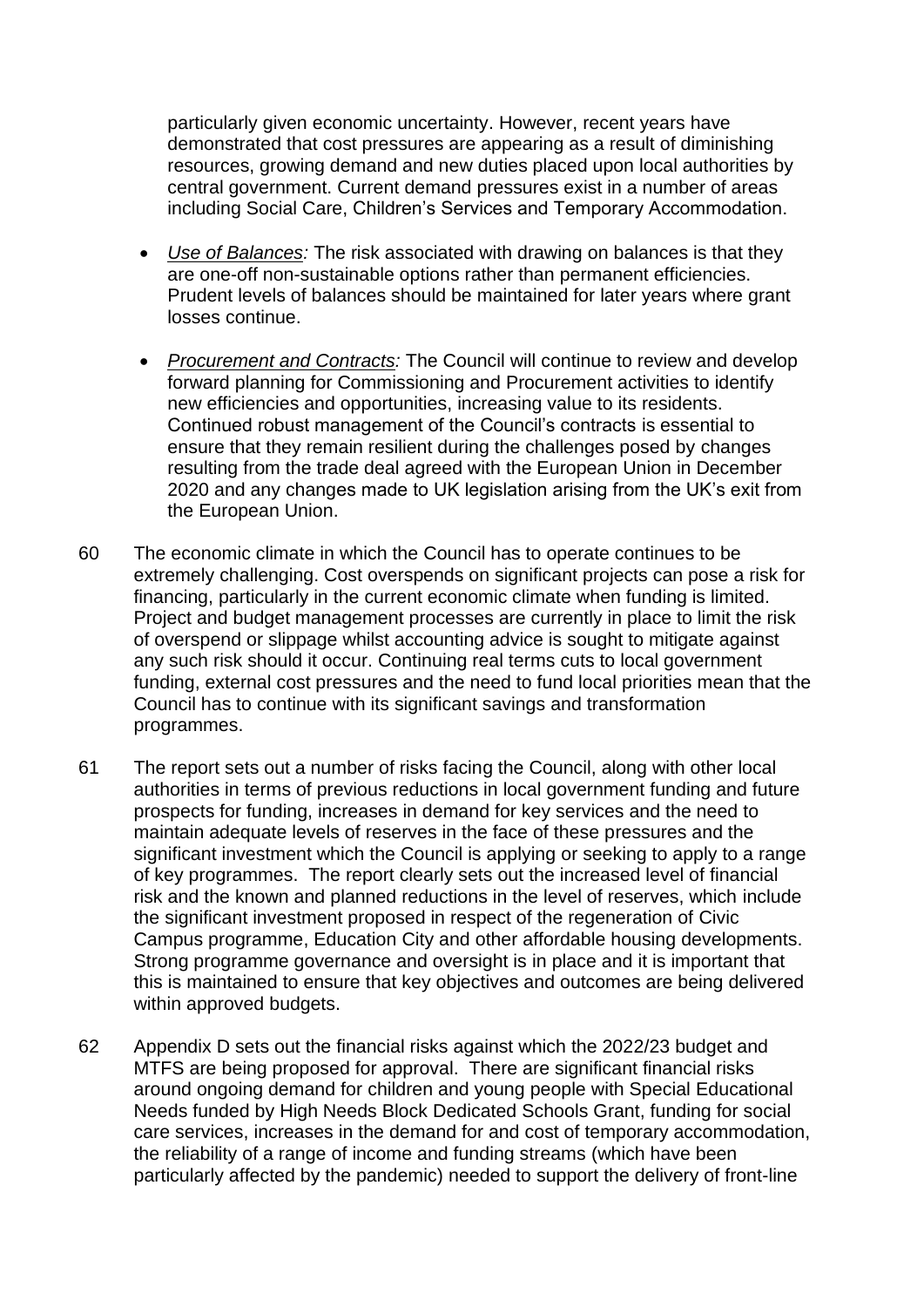particularly given economic uncertainty. However, recent years have demonstrated that cost pressures are appearing as a result of diminishing resources, growing demand and new duties placed upon local authorities by central government. Current demand pressures exist in a number of areas including Social Care, Children's Services and Temporary Accommodation.

- *Use of Balances:* The risk associated with drawing on balances is that they are one-off non-sustainable options rather than permanent efficiencies. Prudent levels of balances should be maintained for later years where grant losses continue.

- *Procurement and Contracts:* The Council will continue to review and develop forward planning for Commissioning and Procurement activities to identify new efficiencies and opportunities, increasing value to its residents. Continued robust management of the Council's contracts is essential to ensure that they remain resilient during the challenges posed by changes resulting from the trade deal agreed with the European Union in December 2020 and any changes made to UK legislation arising from the UK's exit from the European Union.

60 The economic climate in which the Council has to operate continues to be extremely challenging. Cost overspends on significant projects can pose a risk for financing, particularly in the current economic climate when funding is limited. Project and budget management processes are currently in place to limit the risk of overspend or slippage whilst accounting advice is sought to mitigate against any such risk should it occur. Continuing real terms cuts to local government funding, external cost pressures and the need to fund local priorities mean that the Council has to continue with its significant savings and transformation programmes.

61 The report sets out a number of risks facing the Council, along with other local authorities in terms of previous reductions in local government funding and future prospects for funding, increases in demand for key services and the need to maintain adequate levels of reserves in the face of these pressures and the significant investment which the Council is applying or seeking to apply to a range of key programmes. The report clearly sets out the increased level of financial risk and the known and planned reductions in the level of reserves, which include the significant investment proposed in respect of the regeneration of Civic Campus programme, Education City and other affordable housing developments. Strong programme governance and oversight is in place and it is important that this is maintained to ensure that key objectives and outcomes are being delivered within approved budgets.

62 Appendix D sets out the financial risks against which the 2022/23 budget and MTFS are being proposed for approval. There are significant financial risks around ongoing demand for children and young people with Special Educational Needs funded by High Needs Block Dedicated Schools Grant, funding for social care services, increases in the demand for and cost of temporary accommodation, the reliability of a range of income and funding streams (which have been particularly affected by the pandemic) needed to support the delivery of front-line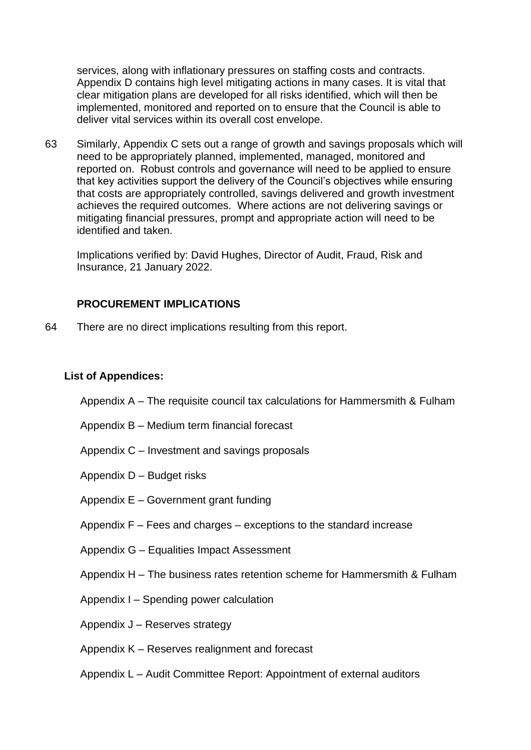services, along with inflationary pressures on staffing costs and contracts. Appendix D contains high level mitigating actions in many cases. It is vital that clear mitigation plans are developed for all risks identified, which will then be implemented, monitored and reported on to ensure that the Council is able to deliver vital services within its overall cost envelope.

63 Similarly, Appendix C sets out a range of growth and savings proposals which will need to be appropriately planned, implemented, managed, monitored and reported on. Robust controls and governance will need to be applied to ensure that key activities support the delivery of the Council's objectives while ensuring that costs are appropriately controlled, savings delivered and growth investment achieves the required outcomes. Where actions are not delivering savings or mitigating financial pressures, prompt and appropriate action will need to be identified and taken.

Implications verified by: David Hughes, Director of Audit, Fraud, Risk and Insurance, 21 January 2022.

**PROCUREMENT IMPLICATIONS**

64 There are no direct implications resulting from this report.

**List of Appendices:**

Appendix A – The requisite council tax calculations for Hammersmith & Fulham

Appendix B – Medium term financial forecast

Appendix C – Investment and savings proposals

Appendix D – Budget risks

Appendix E – Government grant funding

Appendix F – Fees and charges – exceptions to the standard increase

Appendix G – Equalities Impact Assessment

Appendix H – The business rates retention scheme for Hammersmith & Fulham

Appendix I – Spending power calculation

Appendix J – Reserves strategy

Appendix K – Reserves realignment and forecast

Appendix L – Audit Committee Report: Appointment of external auditors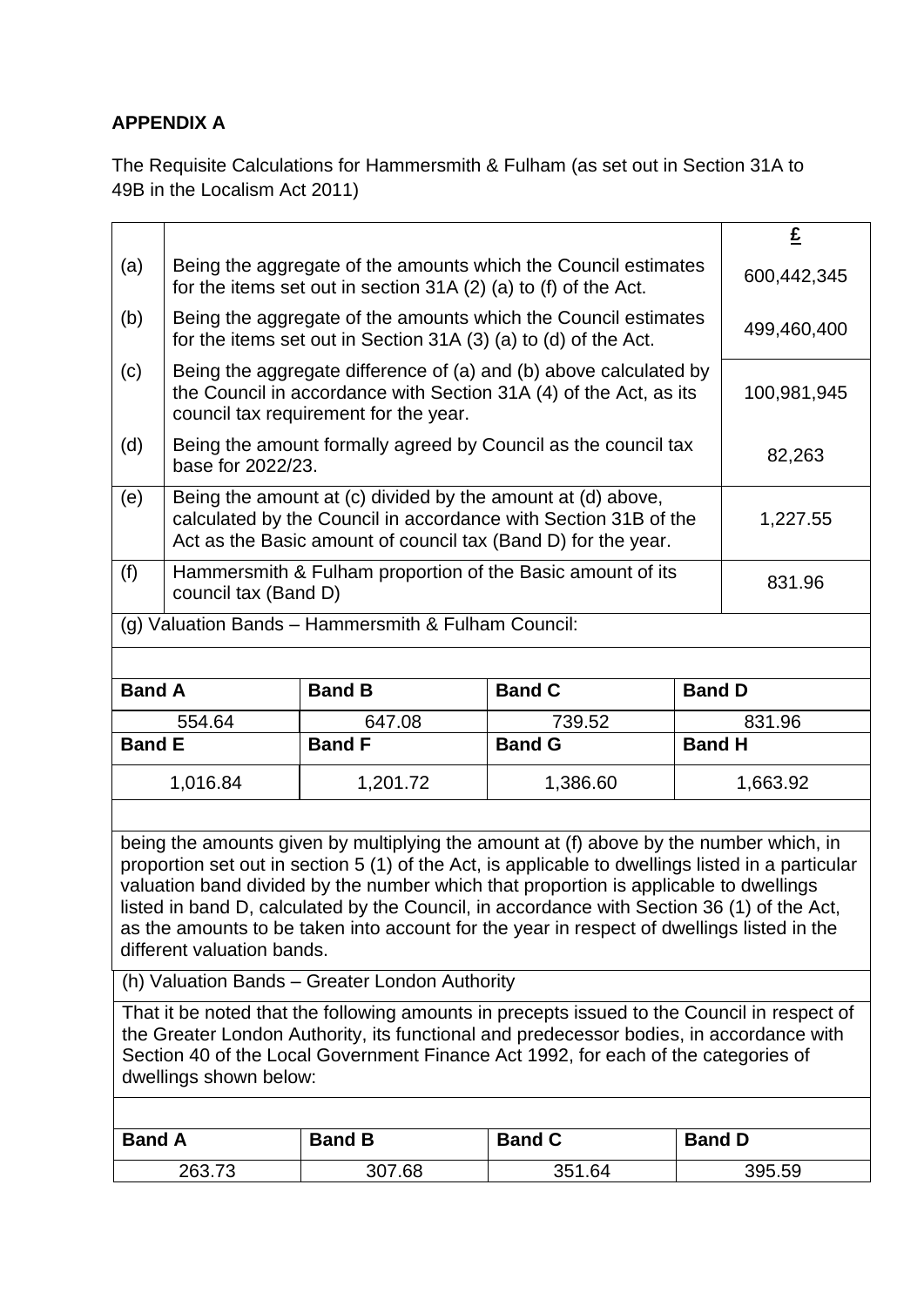**APPENDIX A**

The Requisite Calculations for Hammersmith & Fulham (as set out in Section 31A to 49B in the Localism Act 2011)

| | | £ |
|---|---|---|
| (a) | Being the aggregate of the amounts which the Council estimates for the items set out in section 31A (2) (a) to (f) of the Act. | 600,442,345 |
| (b) | Being the aggregate of the amounts which the Council estimates for the items set out in Section 31A (3) (a) to (d) of the Act. | 499,460,400 |
| (c) | Being the aggregate difference of (a) and (b) above calculated by the Council in accordance with Section 31A (4) of the Act, as its council tax requirement for the year. | 100,981,945 |
| (d) | Being the amount formally agreed by Council as the council tax base for 2022/23. | 82,263 |
| (e) | Being the amount at (c) divided by the amount at (d) above, calculated by the Council in accordance with Section 31B of the Act as the Basic amount of council tax (Band D) for the year. | 1,227.55 |
| (f) | Hammersmith & Fulham proportion of the Basic amount of its council tax (Band D) | 831.96 |

(g) Valuation Bands – Hammersmith & Fulham Council:

| Band A | Band B | Band C | Band D |
|---|---|---|---|
| 554.64 | 647.08 | 739.52 | 831.96 |
| **Band E** | **Band F** | **Band G** | **Band H** |
| 1,016.84 | 1,201.72 | 1,386.60 | 1,663.92 |

being the amounts given by multiplying the amount at (f) above by the number which, in proportion set out in section 5 (1) of the Act, is applicable to dwellings listed in a particular valuation band divided by the number which that proportion is applicable to dwellings listed in band D, calculated by the Council, in accordance with Section 36 (1) of the Act, as the amounts to be taken into account for the year in respect of dwellings listed in the different valuation bands.

(h) Valuation Bands – Greater London Authority

That it be noted that the following amounts in precepts issued to the Council in respect of the Greater London Authority, its functional and predecessor bodies, in accordance with Section 40 of the Local Government Finance Act 1992, for each of the categories of dwellings shown below:

| Band A | Band B | Band C | Band D |
|---|---|---|---|
| 263.73 | 307.68 | 351.64 | 395.59 |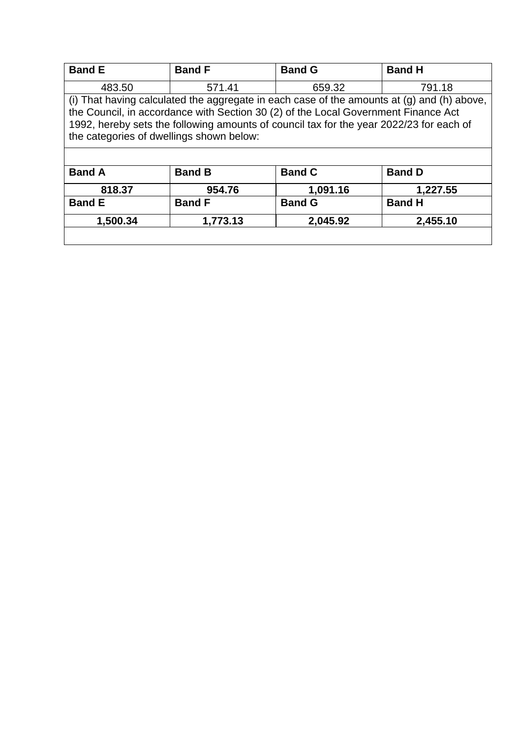| Band E | Band F | Band G | Band H |
|---|---|---|---|
| 483.50 | 571.41 | 659.32 | 791.18 |

(i) That having calculated the aggregate in each case of the amounts at (g) and (h) above, the Council, in accordance with Section 30 (2) of the Local Government Finance Act 1992, hereby sets the following amounts of council tax for the year 2022/23 for each of the categories of dwellings shown below:

| Band A | Band B | Band C | Band D |
|---|---|---|---|
| **818.37** | **954.76** | **1,091.16** | **1,227.55** |
| **Band E** | **Band F** | **Band G** | **Band H** |
| **1,500.34** | **1,773.13** | **2,045.92** | **2,455.10** |